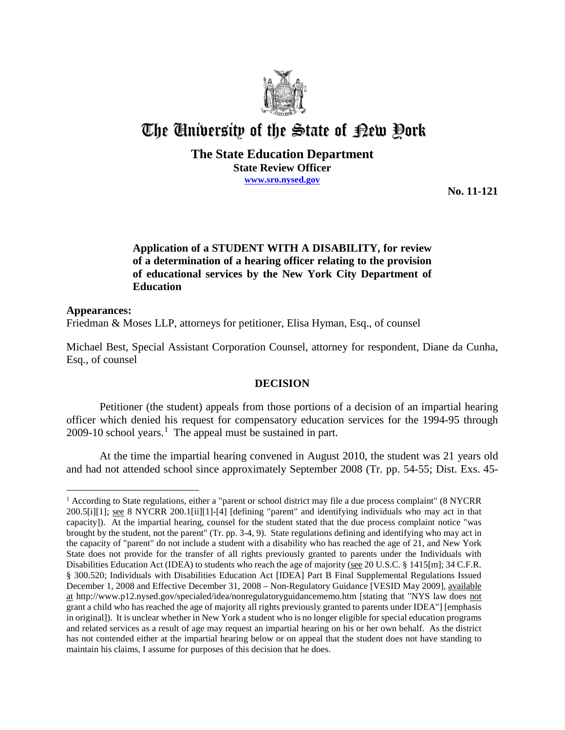# The University of the State of New York

**The State Education Department**
**State Review Officer**
**www.sro.nysed.gov**

**No. 11-121**

**Application of a STUDENT WITH A DISABILITY, for review of a determination of a hearing officer relating to the provision of educational services by the New York City Department of Education**

**Appearances:**
Friedman & Moses LLP, attorneys for petitioner, Elisa Hyman, Esq., of counsel

Michael Best, Special Assistant Corporation Counsel, attorney for respondent, Diane da Cunha, Esq., of counsel

## DECISION

Petitioner (the student) appeals from those portions of a decision of an impartial hearing officer which denied his request for compensatory education services for the 1994-95 through 2009-10 school years.[1] The appeal must be sustained in part.

At the time the impartial hearing convened in August 2010, the student was 21 years old and had not attended school since approximately September 2008 (Tr. pp. 54-55; Dist. Exs. 45-

[1] According to State regulations, either a "parent or school district may file a due process complaint" (8 NYCRR 200.5[i][1]; see 8 NYCRR 200.1[ii][1]-[4] [defining "parent" and identifying individuals who may act in that capacity]). At the impartial hearing, counsel for the student stated that the due process complaint notice "was brought by the student, not the parent" (Tr. pp. 3-4, 9). State regulations defining and identifying who may act in the capacity of "parent" do not include a student with a disability who has reached the age of 21, and New York State does not provide for the transfer of all rights previously granted to parents under the Individuals with Disabilities Education Act (IDEA) to students who reach the age of majority (see 20 U.S.C. § 1415[m]; 34 C.F.R. § 300.520; Individuals with Disabilities Education Act [IDEA] Part B Final Supplemental Regulations Issued December 1, 2008 and Effective December 31, 2008 – Non-Regulatory Guidance [VESID May 2009], available at http://www.p12.nysed.gov/specialed/idea/nonregulatoryguidancememo.htm [stating that "NYS law does not grant a child who has reached the age of majority all rights previously granted to parents under IDEA"] [emphasis in original]). It is unclear whether in New York a student who is no longer eligible for special education programs and related services as a result of age may request an impartial hearing on his or her own behalf. As the district has not contended either at the impartial hearing below or on appeal that the student does not have standing to maintain his claims, I assume for purposes of this decision that he does.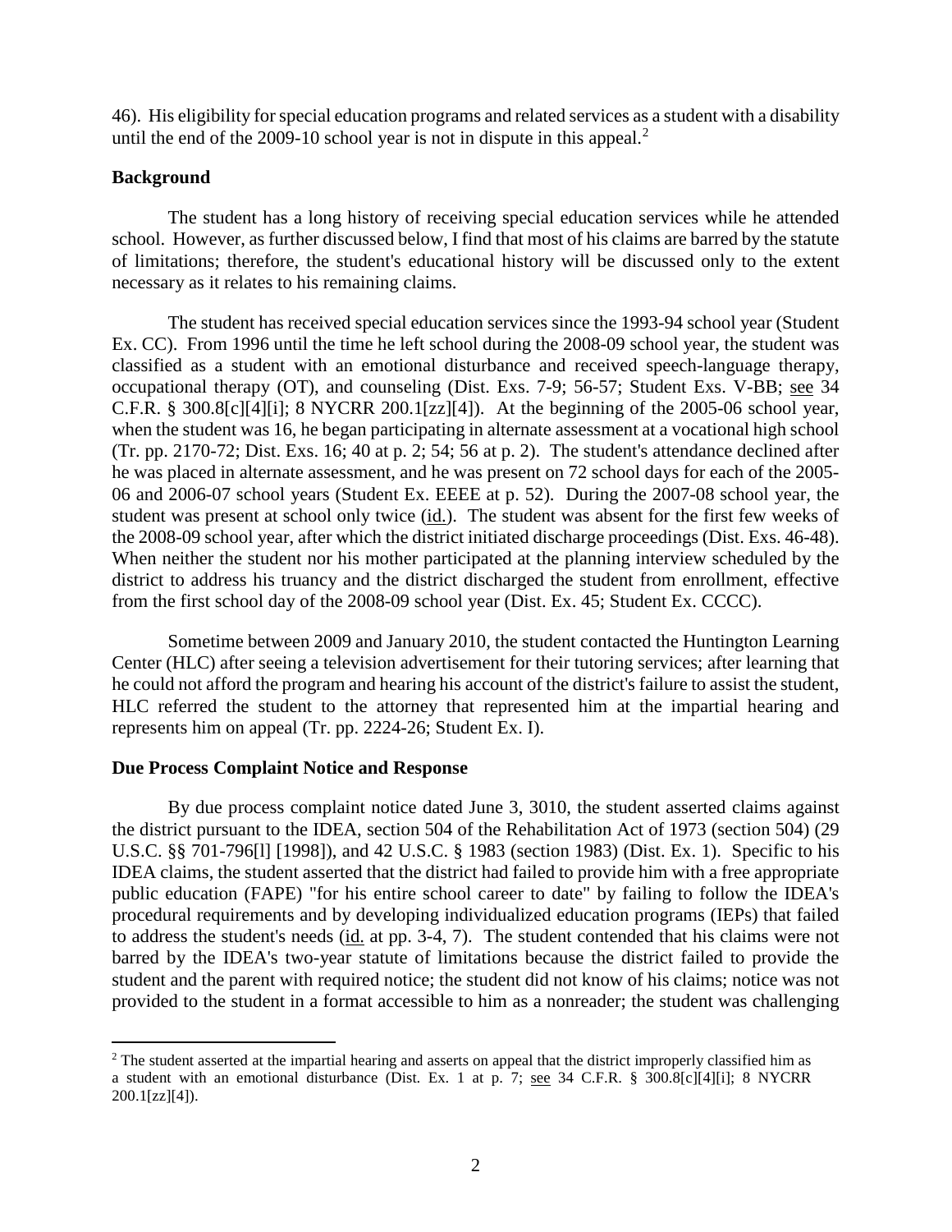46). His eligibility for special education programs and related services as a student with a disability until the end of the 2009-10 school year is not in dispute in this appeal.[2]

## Background

The student has a long history of receiving special education services while he attended school. However, as further discussed below, I find that most of his claims are barred by the statute of limitations; therefore, the student's educational history will be discussed only to the extent necessary as it relates to his remaining claims.

The student has received special education services since the 1993-94 school year (Student Ex. CC). From 1996 until the time he left school during the 2008-09 school year, the student was classified as a student with an emotional disturbance and received speech-language therapy, occupational therapy (OT), and counseling (Dist. Exs. 7-9; 56-57; Student Exs. V-BB; see 34 C.F.R. § 300.8[c][4][i]; 8 NYCRR 200.1[zz][4]). At the beginning of the 2005-06 school year, when the student was 16, he began participating in alternate assessment at a vocational high school (Tr. pp. 2170-72; Dist. Exs. 16; 40 at p. 2; 54; 56 at p. 2). The student's attendance declined after he was placed in alternate assessment, and he was present on 72 school days for each of the 2005-06 and 2006-07 school years (Student Ex. EEEE at p. 52). During the 2007-08 school year, the student was present at school only twice (id.). The student was absent for the first few weeks of the 2008-09 school year, after which the district initiated discharge proceedings (Dist. Exs. 46-48). When neither the student nor his mother participated at the planning interview scheduled by the district to address his truancy and the district discharged the student from enrollment, effective from the first school day of the 2008-09 school year (Dist. Ex. 45; Student Ex. CCCC).

Sometime between 2009 and January 2010, the student contacted the Huntington Learning Center (HLC) after seeing a television advertisement for their tutoring services; after learning that he could not afford the program and hearing his account of the district's failure to assist the student, HLC referred the student to the attorney that represented him at the impartial hearing and represents him on appeal (Tr. pp. 2224-26; Student Ex. I).

## Due Process Complaint Notice and Response

By due process complaint notice dated June 3, 3010, the student asserted claims against the district pursuant to the IDEA, section 504 of the Rehabilitation Act of 1973 (section 504) (29 U.S.C. §§ 701-796[l] [1998]), and 42 U.S.C. § 1983 (section 1983) (Dist. Ex. 1). Specific to his IDEA claims, the student asserted that the district had failed to provide him with a free appropriate public education (FAPE) "for his entire school career to date" by failing to follow the IDEA's procedural requirements and by developing individualized education programs (IEPs) that failed to address the student's needs (id. at pp. 3-4, 7). The student contended that his claims were not barred by the IDEA's two-year statute of limitations because the district failed to provide the student and the parent with required notice; the student did not know of his claims; notice was not provided to the student in a format accessible to him as a nonreader; the student was challenging

[2] The student asserted at the impartial hearing and asserts on appeal that the district improperly classified him as a student with an emotional disturbance (Dist. Ex. 1 at p. 7; see 34 C.F.R. § 300.8[c][4][i]; 8 NYCRR 200.1[zz][4]).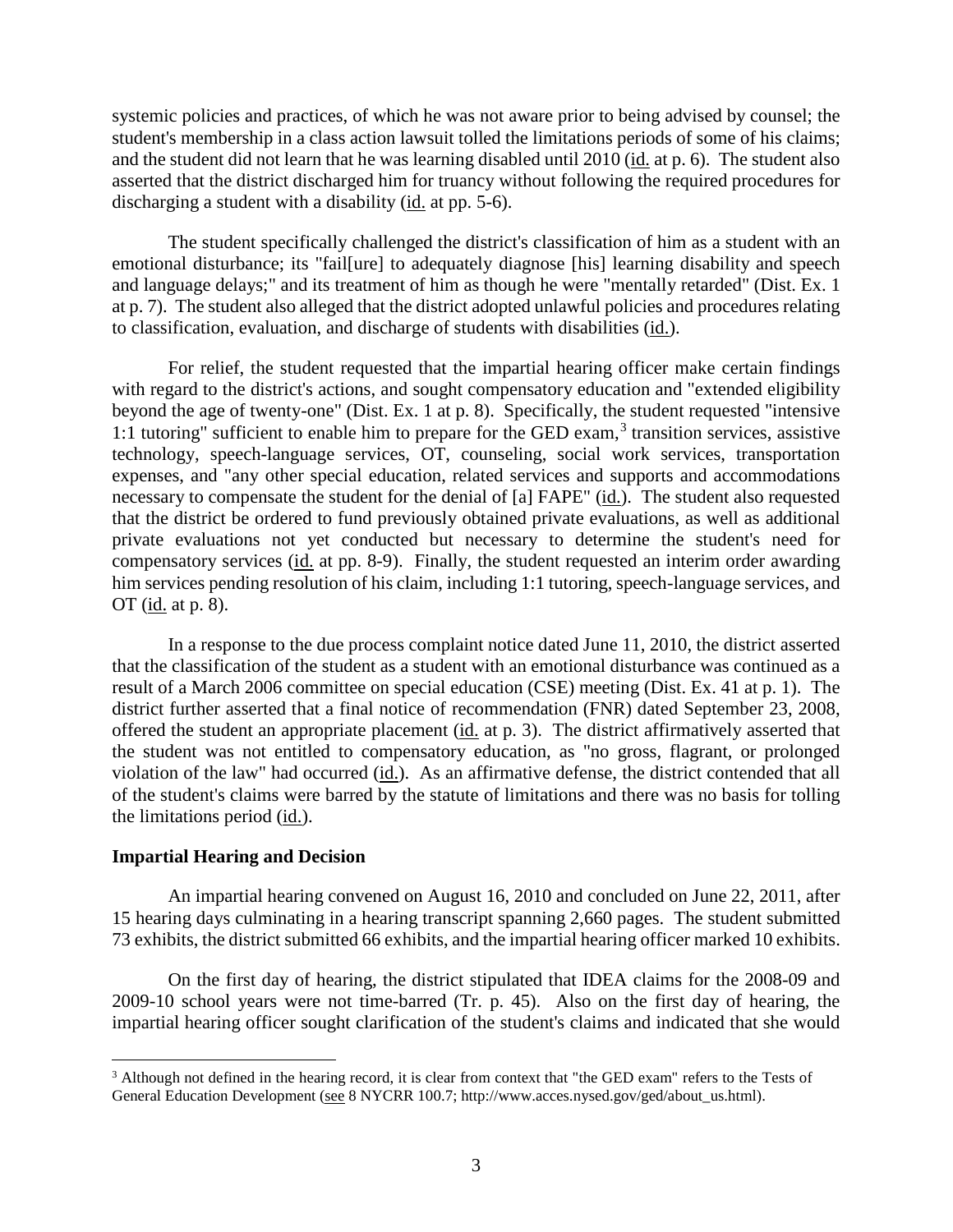systemic policies and practices, of which he was not aware prior to being advised by counsel; the student's membership in a class action lawsuit tolled the limitations periods of some of his claims; and the student did not learn that he was learning disabled until 2010 (id. at p. 6). The student also asserted that the district discharged him for truancy without following the required procedures for discharging a student with a disability (id. at pp. 5-6).

The student specifically challenged the district's classification of him as a student with an emotional disturbance; its "fail[ure] to adequately diagnose [his] learning disability and speech and language delays;" and its treatment of him as though he were "mentally retarded" (Dist. Ex. 1 at p. 7). The student also alleged that the district adopted unlawful policies and procedures relating to classification, evaluation, and discharge of students with disabilities (id.).

For relief, the student requested that the impartial hearing officer make certain findings with regard to the district's actions, and sought compensatory education and "extended eligibility beyond the age of twenty-one" (Dist. Ex. 1 at p. 8). Specifically, the student requested "intensive 1:1 tutoring" sufficient to enable him to prepare for the GED exam,[3] transition services, assistive technology, speech-language services, OT, counseling, social work services, transportation expenses, and "any other special education, related services and supports and accommodations necessary to compensate the student for the denial of [a] FAPE" (id.). The student also requested that the district be ordered to fund previously obtained private evaluations, as well as additional private evaluations not yet conducted but necessary to determine the student's need for compensatory services (id. at pp. 8-9). Finally, the student requested an interim order awarding him services pending resolution of his claim, including 1:1 tutoring, speech-language services, and OT (id. at p. 8).

In a response to the due process complaint notice dated June 11, 2010, the district asserted that the classification of the student as a student with an emotional disturbance was continued as a result of a March 2006 committee on special education (CSE) meeting (Dist. Ex. 41 at p. 1). The district further asserted that a final notice of recommendation (FNR) dated September 23, 2008, offered the student an appropriate placement (id. at p. 3). The district affirmatively asserted that the student was not entitled to compensatory education, as "no gross, flagrant, or prolonged violation of the law" had occurred (id.). As an affirmative defense, the district contended that all of the student's claims were barred by the statute of limitations and there was no basis for tolling the limitations period (id.).

## Impartial Hearing and Decision

An impartial hearing convened on August 16, 2010 and concluded on June 22, 2011, after 15 hearing days culminating in a hearing transcript spanning 2,660 pages. The student submitted 73 exhibits, the district submitted 66 exhibits, and the impartial hearing officer marked 10 exhibits.

On the first day of hearing, the district stipulated that IDEA claims for the 2008-09 and 2009-10 school years were not time-barred (Tr. p. 45). Also on the first day of hearing, the impartial hearing officer sought clarification of the student's claims and indicated that she would

[3] Although not defined in the hearing record, it is clear from context that "the GED exam" refers to the Tests of General Education Development (see 8 NYCRR 100.7; http://www.acces.nysed.gov/ged/about_us.html).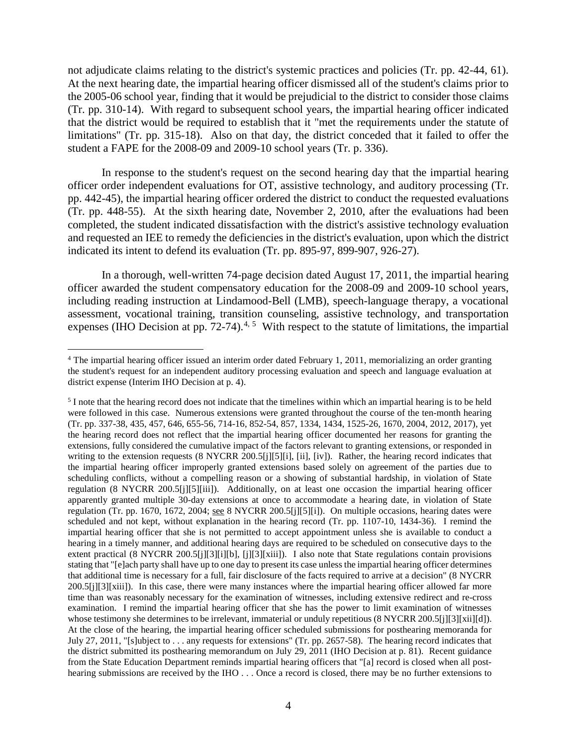not adjudicate claims relating to the district's systemic practices and policies (Tr. pp. 42-44, 61). At the next hearing date, the impartial hearing officer dismissed all of the student's claims prior to the 2005-06 school year, finding that it would be prejudicial to the district to consider those claims (Tr. pp. 310-14). With regard to subsequent school years, the impartial hearing officer indicated that the district would be required to establish that it "met the requirements under the statute of limitations" (Tr. pp. 315-18). Also on that day, the district conceded that it failed to offer the student a FAPE for the 2008-09 and 2009-10 school years (Tr. p. 336).

In response to the student's request on the second hearing day that the impartial hearing officer order independent evaluations for OT, assistive technology, and auditory processing (Tr. pp. 442-45), the impartial hearing officer ordered the district to conduct the requested evaluations (Tr. pp. 448-55). At the sixth hearing date, November 2, 2010, after the evaluations had been completed, the student indicated dissatisfaction with the district's assistive technology evaluation and requested an IEE to remedy the deficiencies in the district's evaluation, upon which the district indicated its intent to defend its evaluation (Tr. pp. 895-97, 899-907, 926-27).

In a thorough, well-written 74-page decision dated August 17, 2011, the impartial hearing officer awarded the student compensatory education for the 2008-09 and 2009-10 school years, including reading instruction at Lindamood-Bell (LMB), speech-language therapy, a vocational assessment, vocational training, transition counseling, assistive technology, and transportation expenses (IHO Decision at pp. 72-74).[4, 5] With respect to the statute of limitations, the impartial

[4] The impartial hearing officer issued an interim order dated February 1, 2011, memorializing an order granting the student's request for an independent auditory processing evaluation and speech and language evaluation at district expense (Interim IHO Decision at p. 4).

[5] I note that the hearing record does not indicate that the timelines within which an impartial hearing is to be held were followed in this case. Numerous extensions were granted throughout the course of the ten-month hearing (Tr. pp. 337-38, 435, 457, 646, 655-56, 714-16, 852-54, 857, 1334, 1434, 1525-26, 1670, 2004, 2012, 2017), yet the hearing record does not reflect that the impartial hearing officer documented her reasons for granting the extensions, fully considered the cumulative impact of the factors relevant to granting extensions, or responded in writing to the extension requests (8 NYCRR 200.5[j][5][i], [ii], [iv]). Rather, the hearing record indicates that the impartial hearing officer improperly granted extensions based solely on agreement of the parties due to scheduling conflicts, without a compelling reason or a showing of substantial hardship, in violation of State regulation (8 NYCRR 200.5[j][5][iii]). Additionally, on at least one occasion the impartial hearing officer apparently granted multiple 30-day extensions at once to accommodate a hearing date, in violation of State regulation (Tr. pp. 1670, 1672, 2004; see 8 NYCRR 200.5[j][5][i]). On multiple occasions, hearing dates were scheduled and not kept, without explanation in the hearing record (Tr. pp. 1107-10, 1434-36). I remind the impartial hearing officer that she is not permitted to accept appointment unless she is available to conduct a hearing in a timely manner, and additional hearing days are required to be scheduled on consecutive days to the extent practical (8 NYCRR 200.5[j][3][i][b], [j][3][xiii]). I also note that State regulations contain provisions stating that "[e]ach party shall have up to one day to present its case unless the impartial hearing officer determines that additional time is necessary for a full, fair disclosure of the facts required to arrive at a decision" (8 NYCRR 200.5[j][3][xiii]). In this case, there were many instances where the impartial hearing officer allowed far more time than was reasonably necessary for the examination of witnesses, including extensive redirect and re-cross examination. I remind the impartial hearing officer that she has the power to limit examination of witnesses whose testimony she determines to be irrelevant, immaterial or unduly repetitious (8 NYCRR 200.5[j][3][xii][d]). At the close of the hearing, the impartial hearing officer scheduled submissions for posthearing memoranda for July 27, 2011, "[s]ubject to . . . any requests for extensions" (Tr. pp. 2657-58). The hearing record indicates that the district submitted its posthearing memorandum on July 29, 2011 (IHO Decision at p. 81). Recent guidance from the State Education Department reminds impartial hearing officers that "[a] record is closed when all post-hearing submissions are received by the IHO . . . Once a record is closed, there may be no further extensions to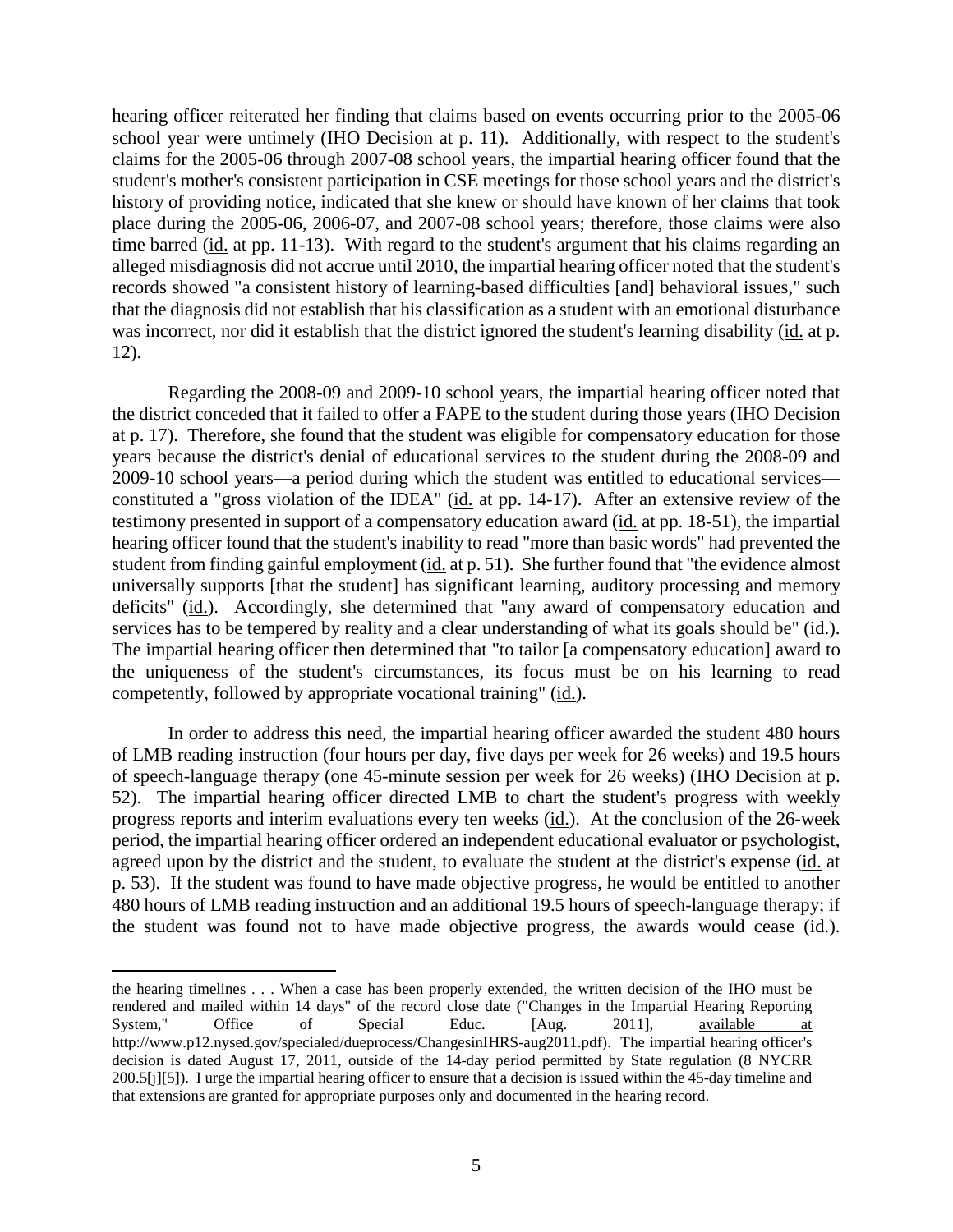hearing officer reiterated her finding that claims based on events occurring prior to the 2005-06 school year were untimely (IHO Decision at p. 11). Additionally, with respect to the student's claims for the 2005-06 through 2007-08 school years, the impartial hearing officer found that the student's mother's consistent participation in CSE meetings for those school years and the district's history of providing notice, indicated that she knew or should have known of her claims that took place during the 2005-06, 2006-07, and 2007-08 school years; therefore, those claims were also time barred (id. at pp. 11-13). With regard to the student's argument that his claims regarding an alleged misdiagnosis did not accrue until 2010, the impartial hearing officer noted that the student's records showed "a consistent history of learning-based difficulties [and] behavioral issues," such that the diagnosis did not establish that his classification as a student with an emotional disturbance was incorrect, nor did it establish that the district ignored the student's learning disability (id. at p. 12).

Regarding the 2008-09 and 2009-10 school years, the impartial hearing officer noted that the district conceded that it failed to offer a FAPE to the student during those years (IHO Decision at p. 17). Therefore, she found that the student was eligible for compensatory education for those years because the district's denial of educational services to the student during the 2008-09 and 2009-10 school years—a period during which the student was entitled to educational services—constituted a "gross violation of the IDEA" (id. at pp. 14-17). After an extensive review of the testimony presented in support of a compensatory education award (id. at pp. 18-51), the impartial hearing officer found that the student's inability to read "more than basic words" had prevented the student from finding gainful employment (id. at p. 51). She further found that "the evidence almost universally supports [that the student] has significant learning, auditory processing and memory deficits" (id.). Accordingly, she determined that "any award of compensatory education and services has to be tempered by reality and a clear understanding of what its goals should be" (id.). The impartial hearing officer then determined that "to tailor [a compensatory education] award to the uniqueness of the student's circumstances, its focus must be on his learning to read competently, followed by appropriate vocational training" (id.).

In order to address this need, the impartial hearing officer awarded the student 480 hours of LMB reading instruction (four hours per day, five days per week for 26 weeks) and 19.5 hours of speech-language therapy (one 45-minute session per week for 26 weeks) (IHO Decision at p. 52). The impartial hearing officer directed LMB to chart the student's progress with weekly progress reports and interim evaluations every ten weeks (id.). At the conclusion of the 26-week period, the impartial hearing officer ordered an independent educational evaluator or psychologist, agreed upon by the district and the student, to evaluate the student at the district's expense (id. at p. 53). If the student was found to have made objective progress, he would be entitled to another 480 hours of LMB reading instruction and an additional 19.5 hours of speech-language therapy; if the student was found not to have made objective progress, the awards would cease (id.).

---

the hearing timelines . . . When a case has been properly extended, the written decision of the IHO must be rendered and mailed within 14 days" of the record close date ("Changes in the Impartial Hearing Reporting System," Office of Special Educ. [Aug. 2011], available at http://www.p12.nysed.gov/specialed/dueprocess/ChangesinIHRS-aug2011.pdf). The impartial hearing officer's decision is dated August 17, 2011, outside of the 14-day period permitted by State regulation (8 NYCRR 200.5[j][5]). I urge the impartial hearing officer to ensure that a decision is issued within the 45-day timeline and that extensions are granted for appropriate purposes only and documented in the hearing record.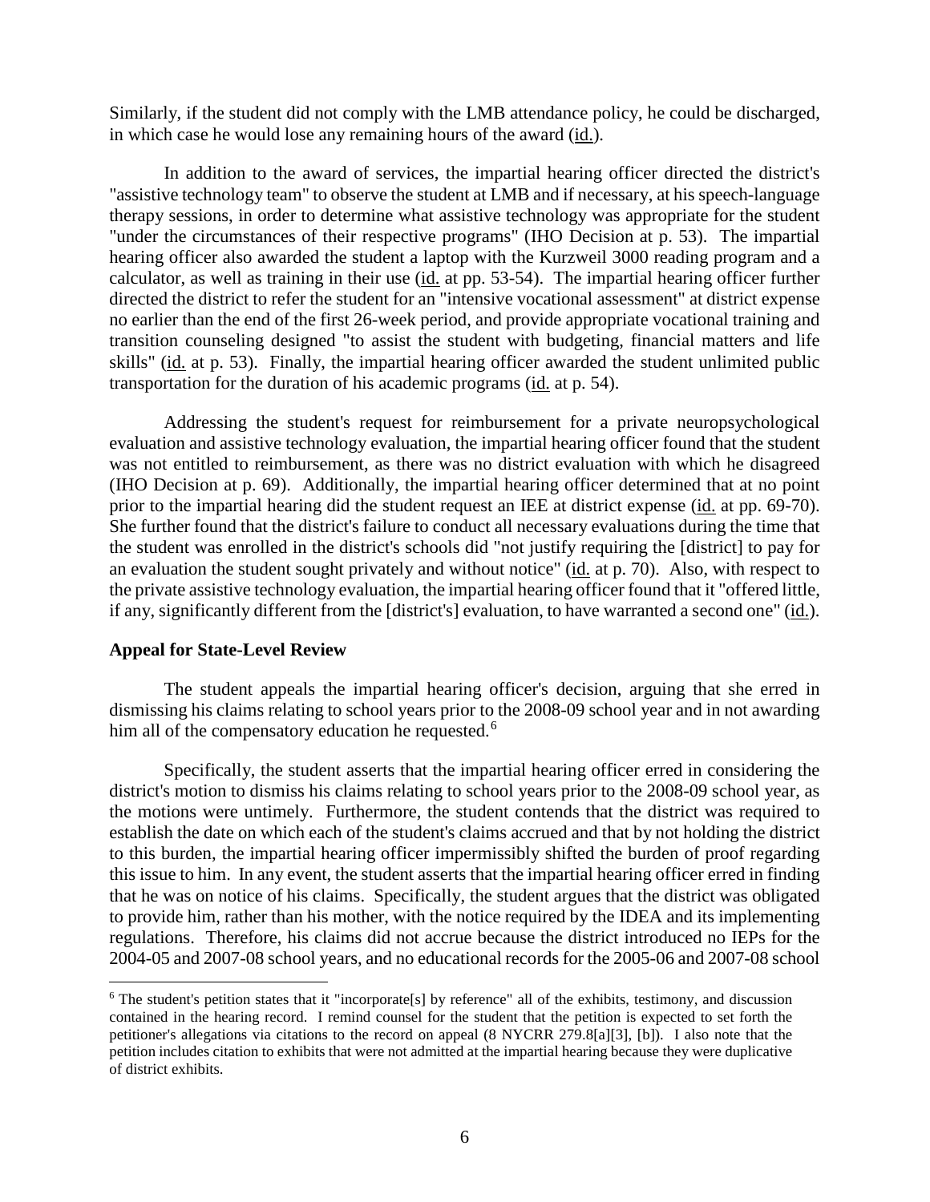Similarly, if the student did not comply with the LMB attendance policy, he could be discharged, in which case he would lose any remaining hours of the award (id.).

In addition to the award of services, the impartial hearing officer directed the district's "assistive technology team" to observe the student at LMB and if necessary, at his speech-language therapy sessions, in order to determine what assistive technology was appropriate for the student "under the circumstances of their respective programs" (IHO Decision at p. 53). The impartial hearing officer also awarded the student a laptop with the Kurzweil 3000 reading program and a calculator, as well as training in their use (id. at pp. 53-54). The impartial hearing officer further directed the district to refer the student for an "intensive vocational assessment" at district expense no earlier than the end of the first 26-week period, and provide appropriate vocational training and transition counseling designed "to assist the student with budgeting, financial matters and life skills" (id. at p. 53). Finally, the impartial hearing officer awarded the student unlimited public transportation for the duration of his academic programs (id. at p. 54).

Addressing the student's request for reimbursement for a private neuropsychological evaluation and assistive technology evaluation, the impartial hearing officer found that the student was not entitled to reimbursement, as there was no district evaluation with which he disagreed (IHO Decision at p. 69). Additionally, the impartial hearing officer determined that at no point prior to the impartial hearing did the student request an IEE at district expense (id. at pp. 69-70). She further found that the district's failure to conduct all necessary evaluations during the time that the student was enrolled in the district's schools did "not justify requiring the [district] to pay for an evaluation the student sought privately and without notice" (id. at p. 70). Also, with respect to the private assistive technology evaluation, the impartial hearing officer found that it "offered little, if any, significantly different from the [district's] evaluation, to have warranted a second one" (id.).

**Appeal for State-Level Review**

The student appeals the impartial hearing officer's decision, arguing that she erred in dismissing his claims relating to school years prior to the 2008-09 school year and in not awarding him all of the compensatory education he requested.[6]

Specifically, the student asserts that the impartial hearing officer erred in considering the district's motion to dismiss his claims relating to school years prior to the 2008-09 school year, as the motions were untimely. Furthermore, the student contends that the district was required to establish the date on which each of the student's claims accrued and that by not holding the district to this burden, the impartial hearing officer impermissibly shifted the burden of proof regarding this issue to him. In any event, the student asserts that the impartial hearing officer erred in finding that he was on notice of his claims. Specifically, the student argues that the district was obligated to provide him, rather than his mother, with the notice required by the IDEA and its implementing regulations. Therefore, his claims did not accrue because the district introduced no IEPs for the 2004-05 and 2007-08 school years, and no educational records for the 2005-06 and 2007-08 school

---

[6] The student's petition states that it "incorporate[s] by reference" all of the exhibits, testimony, and discussion contained in the hearing record. I remind counsel for the student that the petition is expected to set forth the petitioner's allegations via citations to the record on appeal (8 NYCRR 279.8[a][3], [b]). I also note that the petition includes citation to exhibits that were not admitted at the impartial hearing because they were duplicative of district exhibits.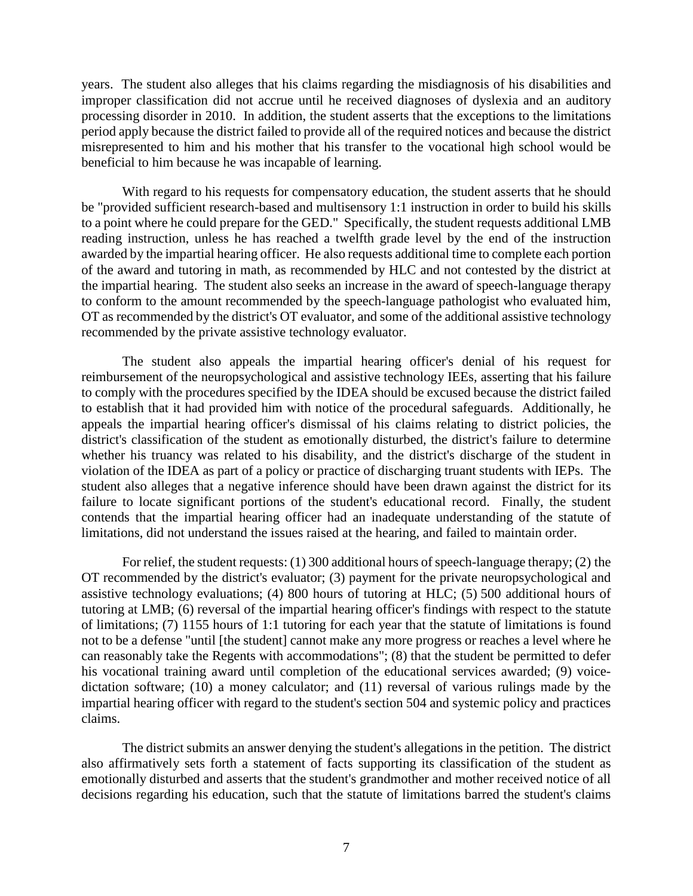years. The student also alleges that his claims regarding the misdiagnosis of his disabilities and improper classification did not accrue until he received diagnoses of dyslexia and an auditory processing disorder in 2010. In addition, the student asserts that the exceptions to the limitations period apply because the district failed to provide all of the required notices and because the district misrepresented to him and his mother that his transfer to the vocational high school would be beneficial to him because he was incapable of learning.

With regard to his requests for compensatory education, the student asserts that he should be "provided sufficient research-based and multisensory 1:1 instruction in order to build his skills to a point where he could prepare for the GED." Specifically, the student requests additional LMB reading instruction, unless he has reached a twelfth grade level by the end of the instruction awarded by the impartial hearing officer. He also requests additional time to complete each portion of the award and tutoring in math, as recommended by HLC and not contested by the district at the impartial hearing. The student also seeks an increase in the award of speech-language therapy to conform to the amount recommended by the speech-language pathologist who evaluated him, OT as recommended by the district's OT evaluator, and some of the additional assistive technology recommended by the private assistive technology evaluator.

The student also appeals the impartial hearing officer's denial of his request for reimbursement of the neuropsychological and assistive technology IEEs, asserting that his failure to comply with the procedures specified by the IDEA should be excused because the district failed to establish that it had provided him with notice of the procedural safeguards. Additionally, he appeals the impartial hearing officer's dismissal of his claims relating to district policies, the district's classification of the student as emotionally disturbed, the district's failure to determine whether his truancy was related to his disability, and the district's discharge of the student in violation of the IDEA as part of a policy or practice of discharging truant students with IEPs. The student also alleges that a negative inference should have been drawn against the district for its failure to locate significant portions of the student's educational record. Finally, the student contends that the impartial hearing officer had an inadequate understanding of the statute of limitations, did not understand the issues raised at the hearing, and failed to maintain order.

For relief, the student requests: (1) 300 additional hours of speech-language therapy; (2) the OT recommended by the district's evaluator; (3) payment for the private neuropsychological and assistive technology evaluations; (4) 800 hours of tutoring at HLC; (5) 500 additional hours of tutoring at LMB; (6) reversal of the impartial hearing officer's findings with respect to the statute of limitations; (7) 1155 hours of 1:1 tutoring for each year that the statute of limitations is found not to be a defense "until [the student] cannot make any more progress or reaches a level where he can reasonably take the Regents with accommodations"; (8) that the student be permitted to defer his vocational training award until completion of the educational services awarded; (9) voice-dictation software; (10) a money calculator; and (11) reversal of various rulings made by the impartial hearing officer with regard to the student's section 504 and systemic policy and practices claims.

The district submits an answer denying the student's allegations in the petition. The district also affirmatively sets forth a statement of facts supporting its classification of the student as emotionally disturbed and asserts that the student's grandmother and mother received notice of all decisions regarding his education, such that the statute of limitations barred the student's claims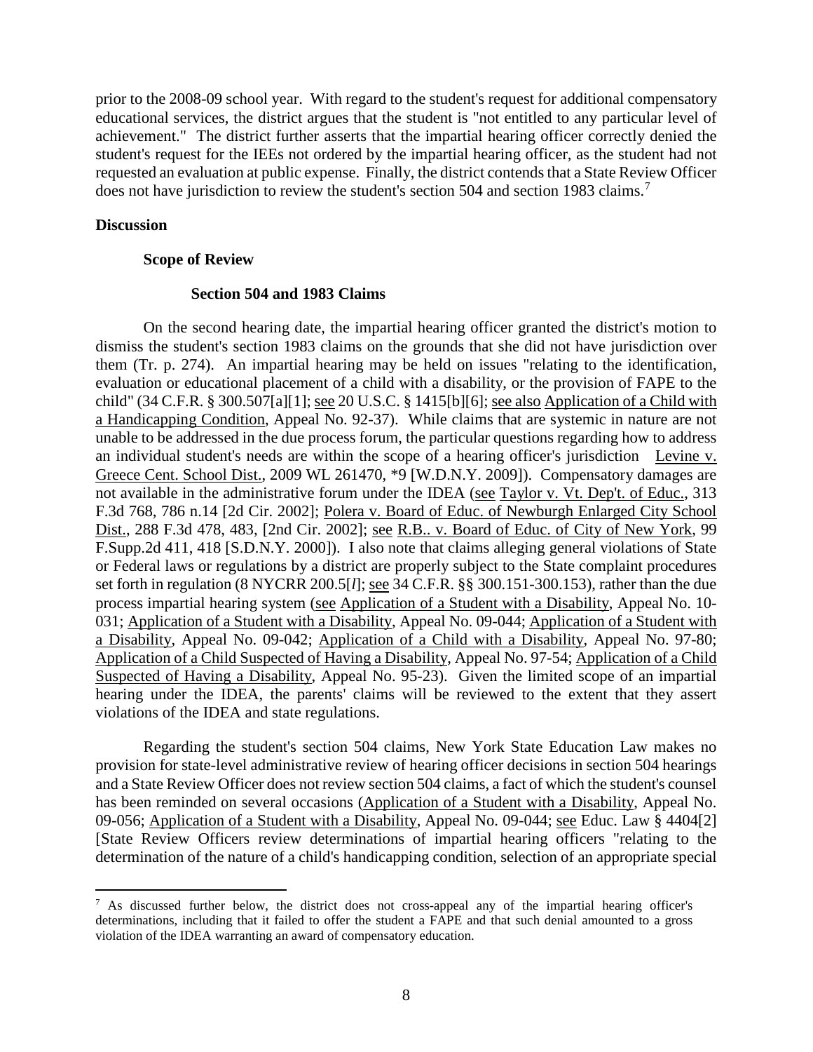prior to the 2008-09 school year. With regard to the student's request for additional compensatory educational services, the district argues that the student is "not entitled to any particular level of achievement." The district further asserts that the impartial hearing officer correctly denied the student's request for the IEEs not ordered by the impartial hearing officer, as the student had not requested an evaluation at public expense. Finally, the district contends that a State Review Officer does not have jurisdiction to review the student's section 504 and section 1983 claims.[7]

## Discussion

### Scope of Review

#### Section 504 and 1983 Claims

On the second hearing date, the impartial hearing officer granted the district's motion to dismiss the student's section 1983 claims on the grounds that she did not have jurisdiction over them (Tr. p. 274). An impartial hearing may be held on issues "relating to the identification, evaluation or educational placement of a child with a disability, or the provision of FAPE to the child" (34 C.F.R. § 300.507[a][1]; see 20 U.S.C. § 1415[b][6]; see also Application of a Child with a Handicapping Condition, Appeal No. 92-37). While claims that are systemic in nature are not unable to be addressed in the due process forum, the particular questions regarding how to address an individual student's needs are within the scope of a hearing officer's jurisdiction Levine v. Greece Cent. School Dist., 2009 WL 261470, *9 [W.D.N.Y. 2009]). Compensatory damages are not available in the administrative forum under the IDEA (see Taylor v. Vt. Dep't. of Educ., 313 F.3d 768, 786 n.14 [2d Cir. 2002]; Polera v. Board of Educ. of Newburgh Enlarged City School Dist., 288 F.3d 478, 483, [2nd Cir. 2002]; see R.B.. v. Board of Educ. of City of New York, 99 F.Supp.2d 411, 418 [S.D.N.Y. 2000]). I also note that claims alleging general violations of State or Federal laws or regulations by a district are properly subject to the State complaint procedures set forth in regulation (8 NYCRR 200.5[*l*]; see 34 C.F.R. §§ 300.151-300.153), rather than the due process impartial hearing system (see Application of a Student with a Disability, Appeal No. 10-031; Application of a Student with a Disability, Appeal No. 09-044; Application of a Student with a Disability, Appeal No. 09-042; Application of a Child with a Disability, Appeal No. 97-80; Application of a Child Suspected of Having a Disability, Appeal No. 97-54; Application of a Child Suspected of Having a Disability, Appeal No. 95-23). Given the limited scope of an impartial hearing under the IDEA, the parents' claims will be reviewed to the extent that they assert violations of the IDEA and state regulations.

Regarding the student's section 504 claims, New York State Education Law makes no provision for state-level administrative review of hearing officer decisions in section 504 hearings and a State Review Officer does not review section 504 claims, a fact of which the student's counsel has been reminded on several occasions (Application of a Student with a Disability, Appeal No. 09-056; Application of a Student with a Disability, Appeal No. 09-044; see Educ. Law § 4404[2] [State Review Officers review determinations of impartial hearing officers "relating to the determination of the nature of a child's handicapping condition, selection of an appropriate special

[7] As discussed further below, the district does not cross-appeal any of the impartial hearing officer's determinations, including that it failed to offer the student a FAPE and that such denial amounted to a gross violation of the IDEA warranting an award of compensatory education.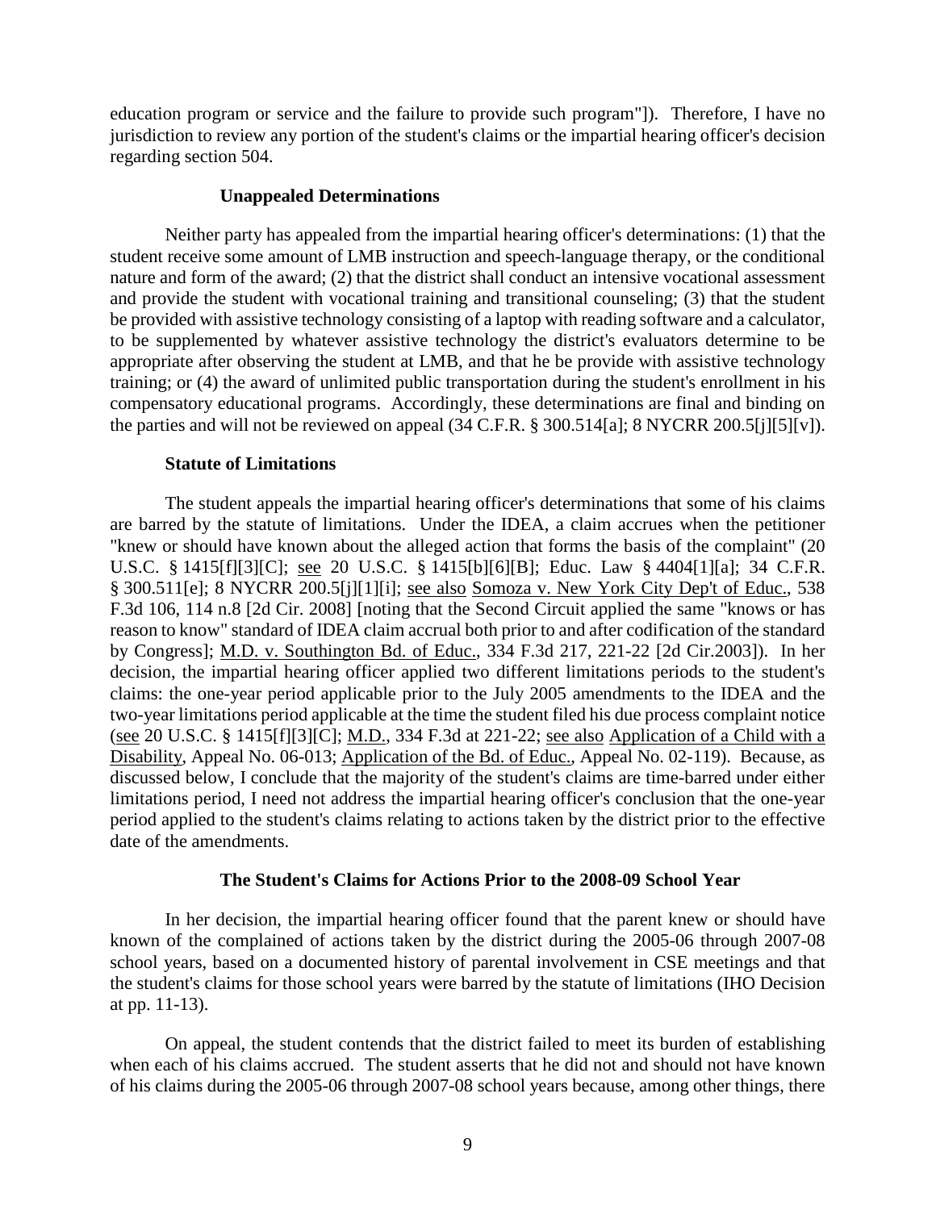education program or service and the failure to provide such program"]). Therefore, I have no jurisdiction to review any portion of the student's claims or the impartial hearing officer's decision regarding section 504.

### Unappealed Determinations

Neither party has appealed from the impartial hearing officer's determinations: (1) that the student receive some amount of LMB instruction and speech-language therapy, or the conditional nature and form of the award; (2) that the district shall conduct an intensive vocational assessment and provide the student with vocational training and transitional counseling; (3) that the student be provided with assistive technology consisting of a laptop with reading software and a calculator, to be supplemented by whatever assistive technology the district's evaluators determine to be appropriate after observing the student at LMB, and that he be provide with assistive technology training; or (4) the award of unlimited public transportation during the student's enrollment in his compensatory educational programs. Accordingly, these determinations are final and binding on the parties and will not be reviewed on appeal (34 C.F.R. § 300.514[a]; 8 NYCRR 200.5[j][5][v]).

### Statute of Limitations

The student appeals the impartial hearing officer's determinations that some of his claims are barred by the statute of limitations. Under the IDEA, a claim accrues when the petitioner "knew or should have known about the alleged action that forms the basis of the complaint" (20 U.S.C. § 1415[f][3][C]; see 20 U.S.C. § 1415[b][6][B]; Educ. Law § 4404[1][a]; 34 C.F.R. § 300.511[e]; 8 NYCRR 200.5[j][1][i]; see also Somoza v. New York City Dep't of Educ., 538 F.3d 106, 114 n.8 [2d Cir. 2008] [noting that the Second Circuit applied the same "knows or has reason to know" standard of IDEA claim accrual both prior to and after codification of the standard by Congress]; M.D. v. Southington Bd. of Educ., 334 F.3d 217, 221-22 [2d Cir.2003]). In her decision, the impartial hearing officer applied two different limitations periods to the student's claims: the one-year period applicable prior to the July 2005 amendments to the IDEA and the two-year limitations period applicable at the time the student filed his due process complaint notice (see 20 U.S.C. § 1415[f][3][C]; M.D., 334 F.3d at 221-22; see also Application of a Child with a Disability, Appeal No. 06-013; Application of the Bd. of Educ., Appeal No. 02-119). Because, as discussed below, I conclude that the majority of the student's claims are time-barred under either limitations period, I need not address the impartial hearing officer's conclusion that the one-year period applied to the student's claims relating to actions taken by the district prior to the effective date of the amendments.

### The Student's Claims for Actions Prior to the 2008-09 School Year

In her decision, the impartial hearing officer found that the parent knew or should have known of the complained of actions taken by the district during the 2005-06 through 2007-08 school years, based on a documented history of parental involvement in CSE meetings and that the student's claims for those school years were barred by the statute of limitations (IHO Decision at pp. 11-13).

On appeal, the student contends that the district failed to meet its burden of establishing when each of his claims accrued. The student asserts that he did not and should not have known of his claims during the 2005-06 through 2007-08 school years because, among other things, there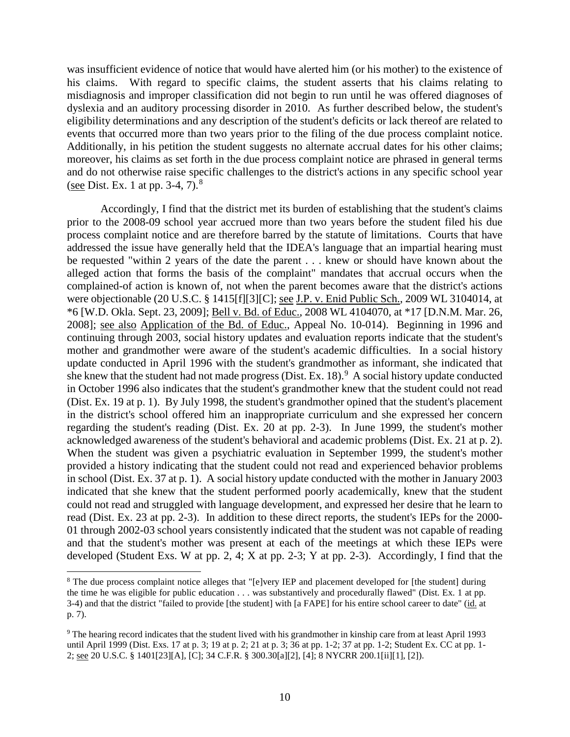was insufficient evidence of notice that would have alerted him (or his mother) to the existence of his claims. With regard to specific claims, the student asserts that his claims relating to misdiagnosis and improper classification did not begin to run until he was offered diagnoses of dyslexia and an auditory processing disorder in 2010. As further described below, the student's eligibility determinations and any description of the student's deficits or lack thereof are related to events that occurred more than two years prior to the filing of the due process complaint notice. Additionally, in his petition the student suggests no alternate accrual dates for his other claims; moreover, his claims as set forth in the due process complaint notice are phrased in general terms and do not otherwise raise specific challenges to the district's actions in any specific school year (see Dist. Ex. 1 at pp. 3-4, 7).[8]

Accordingly, I find that the district met its burden of establishing that the student's claims prior to the 2008-09 school year accrued more than two years before the student filed his due process complaint notice and are therefore barred by the statute of limitations. Courts that have addressed the issue have generally held that the IDEA's language that an impartial hearing must be requested "within 2 years of the date the parent . . . knew or should have known about the alleged action that forms the basis of the complaint" mandates that accrual occurs when the complained-of action is known of, not when the parent becomes aware that the district's actions were objectionable (20 U.S.C. § 1415[f][3][C]; see J.P. v. Enid Public Sch., 2009 WL 3104014, at *6 [W.D. Okla. Sept. 23, 2009]; Bell v. Bd. of Educ., 2008 WL 4104070, at *17 [D.N.M. Mar. 26, 2008]; see also Application of the Bd. of Educ., Appeal No. 10-014). Beginning in 1996 and continuing through 2003, social history updates and evaluation reports indicate that the student's mother and grandmother were aware of the student's academic difficulties. In a social history update conducted in April 1996 with the student's grandmother as informant, she indicated that she knew that the student had not made progress (Dist. Ex. 18).[9] A social history update conducted in October 1996 also indicates that the student's grandmother knew that the student could not read (Dist. Ex. 19 at p. 1). By July 1998, the student's grandmother opined that the student's placement in the district's school offered him an inappropriate curriculum and she expressed her concern regarding the student's reading (Dist. Ex. 20 at pp. 2-3). In June 1999, the student's mother acknowledged awareness of the student's behavioral and academic problems (Dist. Ex. 21 at p. 2). When the student was given a psychiatric evaluation in September 1999, the student's mother provided a history indicating that the student could not read and experienced behavior problems in school (Dist. Ex. 37 at p. 1). A social history update conducted with the mother in January 2003 indicated that she knew that the student performed poorly academically, knew that the student could not read and struggled with language development, and expressed her desire that he learn to read (Dist. Ex. 23 at pp. 2-3). In addition to these direct reports, the student's IEPs for the 2000-01 through 2002-03 school years consistently indicated that the student was not capable of reading and that the student's mother was present at each of the meetings at which these IEPs were developed (Student Exs. W at pp. 2, 4; X at pp. 2-3; Y at pp. 2-3). Accordingly, I find that the

---

[8] The due process complaint notice alleges that "[e]very IEP and placement developed for [the student] during the time he was eligible for public education . . . was substantively and procedurally flawed" (Dist. Ex. 1 at pp. 3-4) and that the district "failed to provide [the student] with [a FAPE] for his entire school career to date" (id. at p. 7).

[9] The hearing record indicates that the student lived with his grandmother in kinship care from at least April 1993 until April 1999 (Dist. Exs. 17 at p. 3; 19 at p. 2; 21 at p. 3; 36 at pp. 1-2; 37 at pp. 1-2; Student Ex. CC at pp. 1-2; see 20 U.S.C. § 1401[23][A], [C]; 34 C.F.R. § 300.30[a][2], [4]; 8 NYCRR 200.1[ii][1], [2]).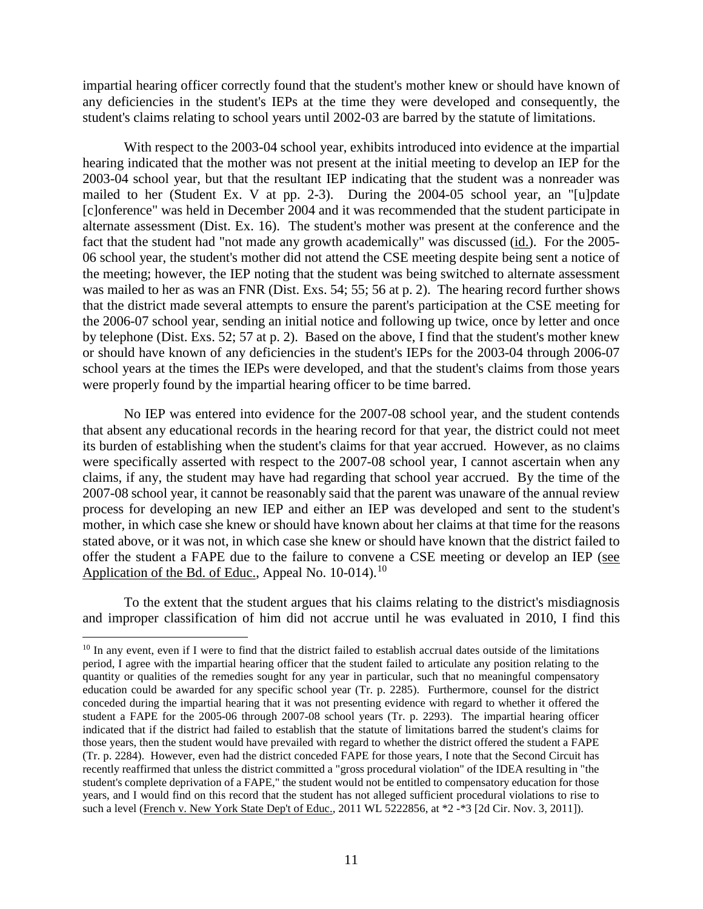impartial hearing officer correctly found that the student's mother knew or should have known of any deficiencies in the student's IEPs at the time they were developed and consequently, the student's claims relating to school years until 2002-03 are barred by the statute of limitations.

With respect to the 2003-04 school year, exhibits introduced into evidence at the impartial hearing indicated that the mother was not present at the initial meeting to develop an IEP for the 2003-04 school year, but that the resultant IEP indicating that the student was a nonreader was mailed to her (Student Ex. V at pp. 2-3). During the 2004-05 school year, an "[u]pdate [c]onference" was held in December 2004 and it was recommended that the student participate in alternate assessment (Dist. Ex. 16). The student's mother was present at the conference and the fact that the student had "not made any growth academically" was discussed (id.). For the 2005-06 school year, the student's mother did not attend the CSE meeting despite being sent a notice of the meeting; however, the IEP noting that the student was being switched to alternate assessment was mailed to her as was an FNR (Dist. Exs. 54; 55; 56 at p. 2). The hearing record further shows that the district made several attempts to ensure the parent's participation at the CSE meeting for the 2006-07 school year, sending an initial notice and following up twice, once by letter and once by telephone (Dist. Exs. 52; 57 at p. 2). Based on the above, I find that the student's mother knew or should have known of any deficiencies in the student's IEPs for the 2003-04 through 2006-07 school years at the times the IEPs were developed, and that the student's claims from those years were properly found by the impartial hearing officer to be time barred.

No IEP was entered into evidence for the 2007-08 school year, and the student contends that absent any educational records in the hearing record for that year, the district could not meet its burden of establishing when the student's claims for that year accrued. However, as no claims were specifically asserted with respect to the 2007-08 school year, I cannot ascertain when any claims, if any, the student may have had regarding that school year accrued. By the time of the 2007-08 school year, it cannot be reasonably said that the parent was unaware of the annual review process for developing an new IEP and either an IEP was developed and sent to the student's mother, in which case she knew or should have known about her claims at that time for the reasons stated above, or it was not, in which case she knew or should have known that the district failed to offer the student a FAPE due to the failure to convene a CSE meeting or develop an IEP (see Application of the Bd. of Educ., Appeal No. 10-014).[10]

To the extent that the student argues that his claims relating to the district's misdiagnosis and improper classification of him did not accrue until he was evaluated in 2010, I find this

[10] In any event, even if I were to find that the district failed to establish accrual dates outside of the limitations period, I agree with the impartial hearing officer that the student failed to articulate any position relating to the quantity or qualities of the remedies sought for any year in particular, such that no meaningful compensatory education could be awarded for any specific school year (Tr. p. 2285). Furthermore, counsel for the district conceded during the impartial hearing that it was not presenting evidence with regard to whether it offered the student a FAPE for the 2005-06 through 2007-08 school years (Tr. p. 2293). The impartial hearing officer indicated that if the district had failed to establish that the statute of limitations barred the student's claims for those years, then the student would have prevailed with regard to whether the district offered the student a FAPE (Tr. p. 2284). However, even had the district conceded FAPE for those years, I note that the Second Circuit has recently reaffirmed that unless the district committed a "gross procedural violation" of the IDEA resulting in "the student's complete deprivation of a FAPE," the student would not be entitled to compensatory education for those years, and I would find on this record that the student has not alleged sufficient procedural violations to rise to such a level (French v. New York State Dep't of Educ., 2011 WL 5222856, at *2 -*3 [2d Cir. Nov. 3, 2011]).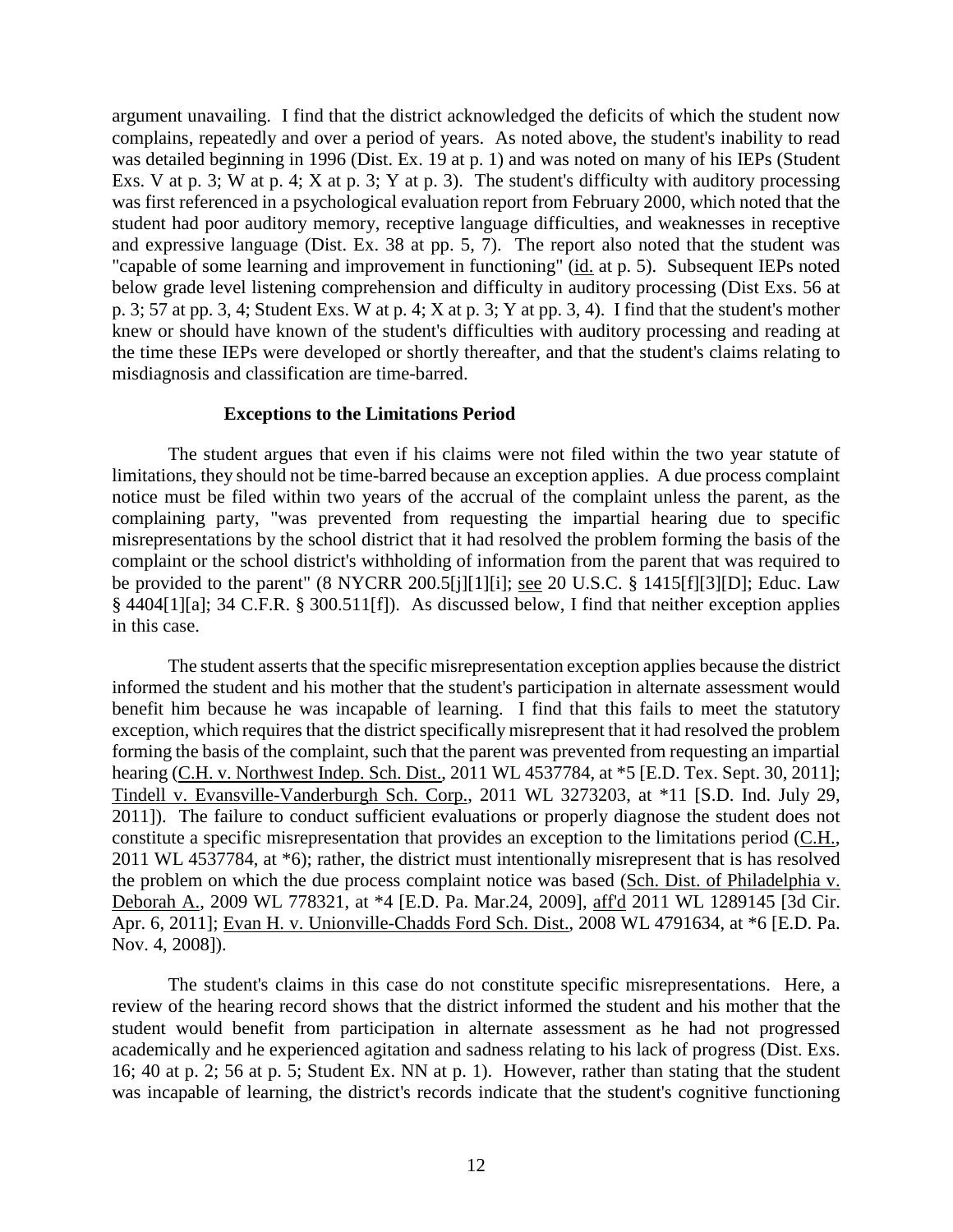argument unavailing. I find that the district acknowledged the deficits of which the student now complains, repeatedly and over a period of years. As noted above, the student's inability to read was detailed beginning in 1996 (Dist. Ex. 19 at p. 1) and was noted on many of his IEPs (Student Exs. V at p. 3; W at p. 4; X at p. 3; Y at p. 3). The student's difficulty with auditory processing was first referenced in a psychological evaluation report from February 2000, which noted that the student had poor auditory memory, receptive language difficulties, and weaknesses in receptive and expressive language (Dist. Ex. 38 at pp. 5, 7). The report also noted that the student was "capable of some learning and improvement in functioning" (id. at p. 5). Subsequent IEPs noted below grade level listening comprehension and difficulty in auditory processing (Dist Exs. 56 at p. 3; 57 at pp. 3, 4; Student Exs. W at p. 4; X at p. 3; Y at pp. 3, 4). I find that the student's mother knew or should have known of the student's difficulties with auditory processing and reading at the time these IEPs were developed or shortly thereafter, and that the student's claims relating to misdiagnosis and classification are time-barred.

**Exceptions to the Limitations Period**

The student argues that even if his claims were not filed within the two year statute of limitations, they should not be time-barred because an exception applies. A due process complaint notice must be filed within two years of the accrual of the complaint unless the parent, as the complaining party, "was prevented from requesting the impartial hearing due to specific misrepresentations by the school district that it had resolved the problem forming the basis of the complaint or the school district's withholding of information from the parent that was required to be provided to the parent" (8 NYCRR 200.5[j][1][i]; see 20 U.S.C. § 1415[f][3][D]; Educ. Law § 4404[1][a]; 34 C.F.R. § 300.511[f]). As discussed below, I find that neither exception applies in this case.

The student asserts that the specific misrepresentation exception applies because the district informed the student and his mother that the student's participation in alternate assessment would benefit him because he was incapable of learning. I find that this fails to meet the statutory exception, which requires that the district specifically misrepresent that it had resolved the problem forming the basis of the complaint, such that the parent was prevented from requesting an impartial hearing (C.H. v. Northwest Indep. Sch. Dist., 2011 WL 4537784, at *5 [E.D. Tex. Sept. 30, 2011]; Tindell v. Evansville-Vanderburgh Sch. Corp., 2011 WL 3273203, at *11 [S.D. Ind. July 29, 2011]). The failure to conduct sufficient evaluations or properly diagnose the student does not constitute a specific misrepresentation that provides an exception to the limitations period (C.H., 2011 WL 4537784, at *6); rather, the district must intentionally misrepresent that is has resolved the problem on which the due process complaint notice was based (Sch. Dist. of Philadelphia v. Deborah A., 2009 WL 778321, at *4 [E.D. Pa. Mar.24, 2009], aff'd 2011 WL 1289145 [3d Cir. Apr. 6, 2011]; Evan H. v. Unionville-Chadds Ford Sch. Dist., 2008 WL 4791634, at *6 [E.D. Pa. Nov. 4, 2008]).

The student's claims in this case do not constitute specific misrepresentations. Here, a review of the hearing record shows that the district informed the student and his mother that the student would benefit from participation in alternate assessment as he had not progressed academically and he experienced agitation and sadness relating to his lack of progress (Dist. Exs. 16; 40 at p. 2; 56 at p. 5; Student Ex. NN at p. 1). However, rather than stating that the student was incapable of learning, the district's records indicate that the student's cognitive functioning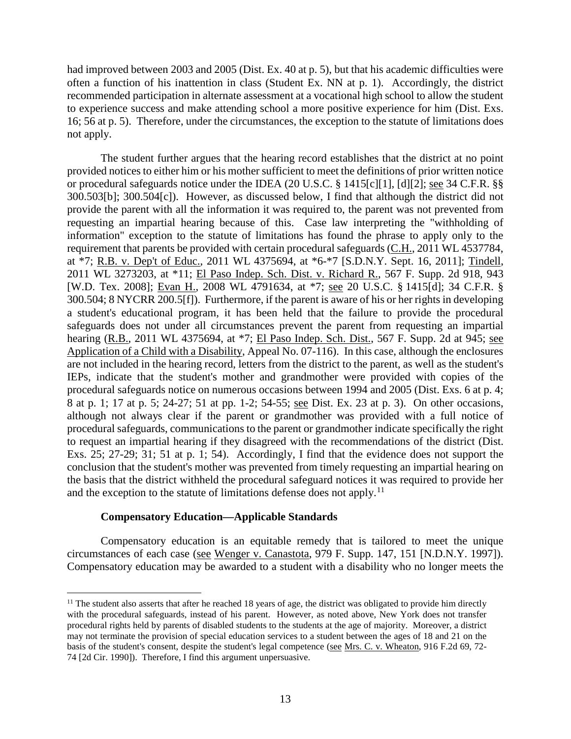had improved between 2003 and 2005 (Dist. Ex. 40 at p. 5), but that his academic difficulties were often a function of his inattention in class (Student Ex. NN at p. 1). Accordingly, the district recommended participation in alternate assessment at a vocational high school to allow the student to experience success and make attending school a more positive experience for him (Dist. Exs. 16; 56 at p. 5). Therefore, under the circumstances, the exception to the statute of limitations does not apply.

The student further argues that the hearing record establishes that the district at no point provided notices to either him or his mother sufficient to meet the definitions of prior written notice or procedural safeguards notice under the IDEA (20 U.S.C. § 1415[c][1], [d][2]; see 34 C.F.R. §§ 300.503[b]; 300.504[c]). However, as discussed below, I find that although the district did not provide the parent with all the information it was required to, the parent was not prevented from requesting an impartial hearing because of this. Case law interpreting the "withholding of information" exception to the statute of limitations has found the phrase to apply only to the requirement that parents be provided with certain procedural safeguards (C.H., 2011 WL 4537784, at *7; R.B. v. Dep't of Educ., 2011 WL 4375694, at *6-*7 [S.D.N.Y. Sept. 16, 2011]; Tindell, 2011 WL 3273203, at *11; El Paso Indep. Sch. Dist. v. Richard R., 567 F. Supp. 2d 918, 943 [W.D. Tex. 2008]; Evan H., 2008 WL 4791634, at *7; see 20 U.S.C. § 1415[d]; 34 C.F.R. § 300.504; 8 NYCRR 200.5[f]). Furthermore, if the parent is aware of his or her rights in developing a student's educational program, it has been held that the failure to provide the procedural safeguards does not under all circumstances prevent the parent from requesting an impartial hearing (R.B., 2011 WL 4375694, at *7; El Paso Indep. Sch. Dist., 567 F. Supp. 2d at 945; see Application of a Child with a Disability, Appeal No. 07-116). In this case, although the enclosures are not included in the hearing record, letters from the district to the parent, as well as the student's IEPs, indicate that the student's mother and grandmother were provided with copies of the procedural safeguards notice on numerous occasions between 1994 and 2005 (Dist. Exs. 6 at p. 4; 8 at p. 1; 17 at p. 5; 24-27; 51 at pp. 1-2; 54-55; see Dist. Ex. 23 at p. 3). On other occasions, although not always clear if the parent or grandmother was provided with a full notice of procedural safeguards, communications to the parent or grandmother indicate specifically the right to request an impartial hearing if they disagreed with the recommendations of the district (Dist. Exs. 25; 27-29; 31; 51 at p. 1; 54). Accordingly, I find that the evidence does not support the conclusion that the student's mother was prevented from timely requesting an impartial hearing on the basis that the district withheld the procedural safeguard notices it was required to provide her and the exception to the statute of limitations defense does not apply.[11]

**Compensatory Education—Applicable Standards**

Compensatory education is an equitable remedy that is tailored to meet the unique circumstances of each case (see Wenger v. Canastota, 979 F. Supp. 147, 151 [N.D.N.Y. 1997]). Compensatory education may be awarded to a student with a disability who no longer meets the

[11] The student also asserts that after he reached 18 years of age, the district was obligated to provide him directly with the procedural safeguards, instead of his parent. However, as noted above, New York does not transfer procedural rights held by parents of disabled students to the students at the age of majority. Moreover, a district may not terminate the provision of special education services to a student between the ages of 18 and 21 on the basis of the student's consent, despite the student's legal competence (see Mrs. C. v. Wheaton, 916 F.2d 69, 72-74 [2d Cir. 1990]). Therefore, I find this argument unpersuasive.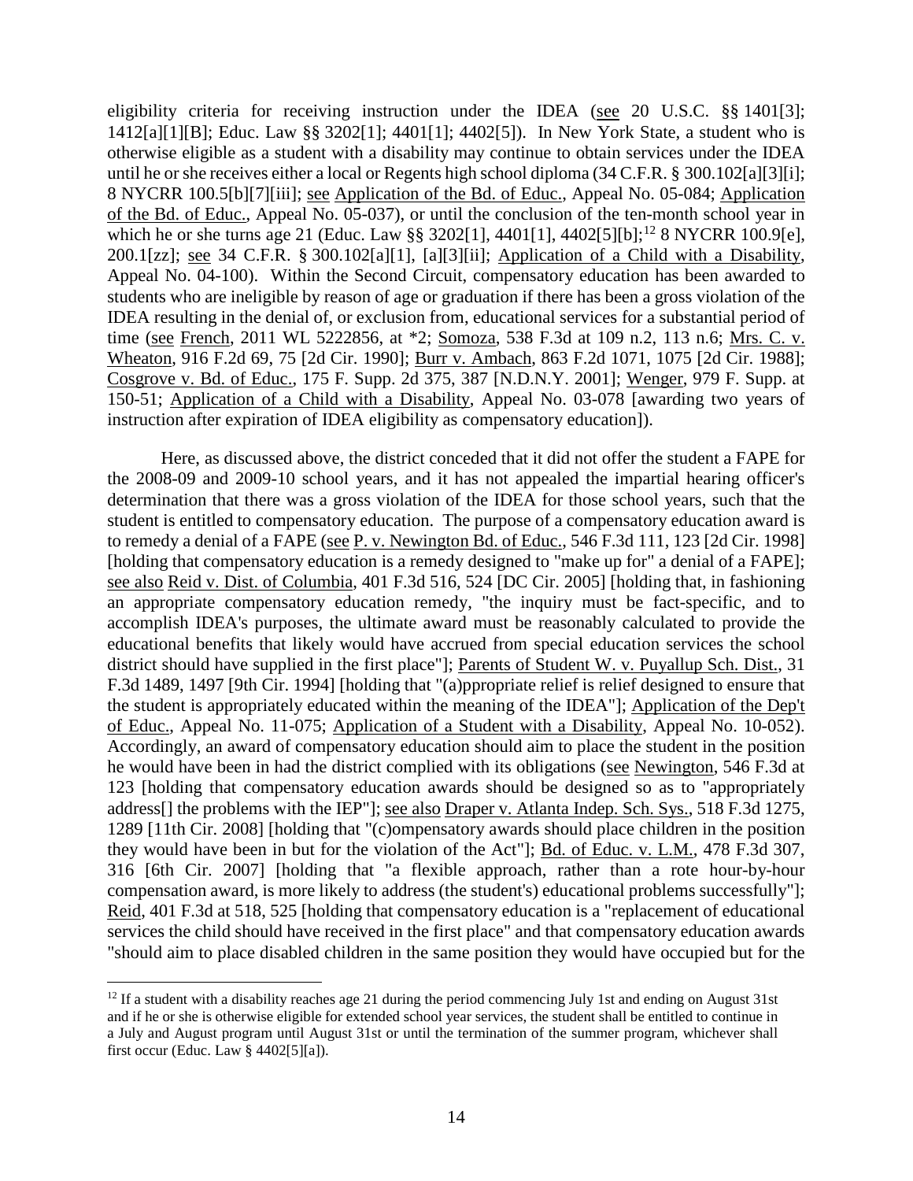eligibility criteria for receiving instruction under the IDEA (see 20 U.S.C. §§ 1401[3]; 1412[a][1][B]; Educ. Law §§ 3202[1]; 4401[1]; 4402[5]). In New York State, a student who is otherwise eligible as a student with a disability may continue to obtain services under the IDEA until he or she receives either a local or Regents high school diploma (34 C.F.R. § 300.102[a][3][i]; 8 NYCRR 100.5[b][7][iii]; see Application of the Bd. of Educ., Appeal No. 05-084; Application of the Bd. of Educ., Appeal No. 05-037), or until the conclusion of the ten-month school year in which he or she turns age 21 (Educ. Law §§ 3202[1], 4401[1], 4402[5][b];[12] 8 NYCRR 100.9[e], 200.1[zz]; see 34 C.F.R. § 300.102[a][1], [a][3][ii]; Application of a Child with a Disability, Appeal No. 04-100). Within the Second Circuit, compensatory education has been awarded to students who are ineligible by reason of age or graduation if there has been a gross violation of the IDEA resulting in the denial of, or exclusion from, educational services for a substantial period of time (see French, 2011 WL 5222856, at *2; Somoza, 538 F.3d at 109 n.2, 113 n.6; Mrs. C. v. Wheaton, 916 F.2d 69, 75 [2d Cir. 1990]; Burr v. Ambach, 863 F.2d 1071, 1075 [2d Cir. 1988]; Cosgrove v. Bd. of Educ., 175 F. Supp. 2d 375, 387 [N.D.N.Y. 2001]; Wenger, 979 F. Supp. at 150-51; Application of a Child with a Disability, Appeal No. 03-078 [awarding two years of instruction after expiration of IDEA eligibility as compensatory education]).

Here, as discussed above, the district conceded that it did not offer the student a FAPE for the 2008-09 and 2009-10 school years, and it has not appealed the impartial hearing officer's determination that there was a gross violation of the IDEA for those school years, such that the student is entitled to compensatory education. The purpose of a compensatory education award is to remedy a denial of a FAPE (see P. v. Newington Bd. of Educ., 546 F.3d 111, 123 [2d Cir. 1998] [holding that compensatory education is a remedy designed to "make up for" a denial of a FAPE]; see also Reid v. Dist. of Columbia, 401 F.3d 516, 524 [DC Cir. 2005] [holding that, in fashioning an appropriate compensatory education remedy, "the inquiry must be fact-specific, and to accomplish IDEA's purposes, the ultimate award must be reasonably calculated to provide the educational benefits that likely would have accrued from special education services the school district should have supplied in the first place"]; Parents of Student W. v. Puyallup Sch. Dist., 31 F.3d 1489, 1497 [9th Cir. 1994] [holding that "(a)ppropriate relief is relief designed to ensure that the student is appropriately educated within the meaning of the IDEA"]; Application of the Dep't of Educ., Appeal No. 11-075; Application of a Student with a Disability, Appeal No. 10-052). Accordingly, an award of compensatory education should aim to place the student in the position he would have been in had the district complied with its obligations (see Newington, 546 F.3d at 123 [holding that compensatory education awards should be designed so as to "appropriately address[] the problems with the IEP"]; see also Draper v. Atlanta Indep. Sch. Sys., 518 F.3d 1275, 1289 [11th Cir. 2008] [holding that "(c)ompensatory awards should place children in the position they would have been in but for the violation of the Act"]; Bd. of Educ. v. L.M., 478 F.3d 307, 316 [6th Cir. 2007] [holding that "a flexible approach, rather than a rote hour-by-hour compensation award, is more likely to address (the student's) educational problems successfully"]; Reid, 401 F.3d at 518, 525 [holding that compensatory education is a "replacement of educational services the child should have received in the first place" and that compensatory education awards "should aim to place disabled children in the same position they would have occupied but for the

[12] If a student with a disability reaches age 21 during the period commencing July 1st and ending on August 31st and if he or she is otherwise eligible for extended school year services, the student shall be entitled to continue in a July and August program until August 31st or until the termination of the summer program, whichever shall first occur (Educ. Law § 4402[5][a]).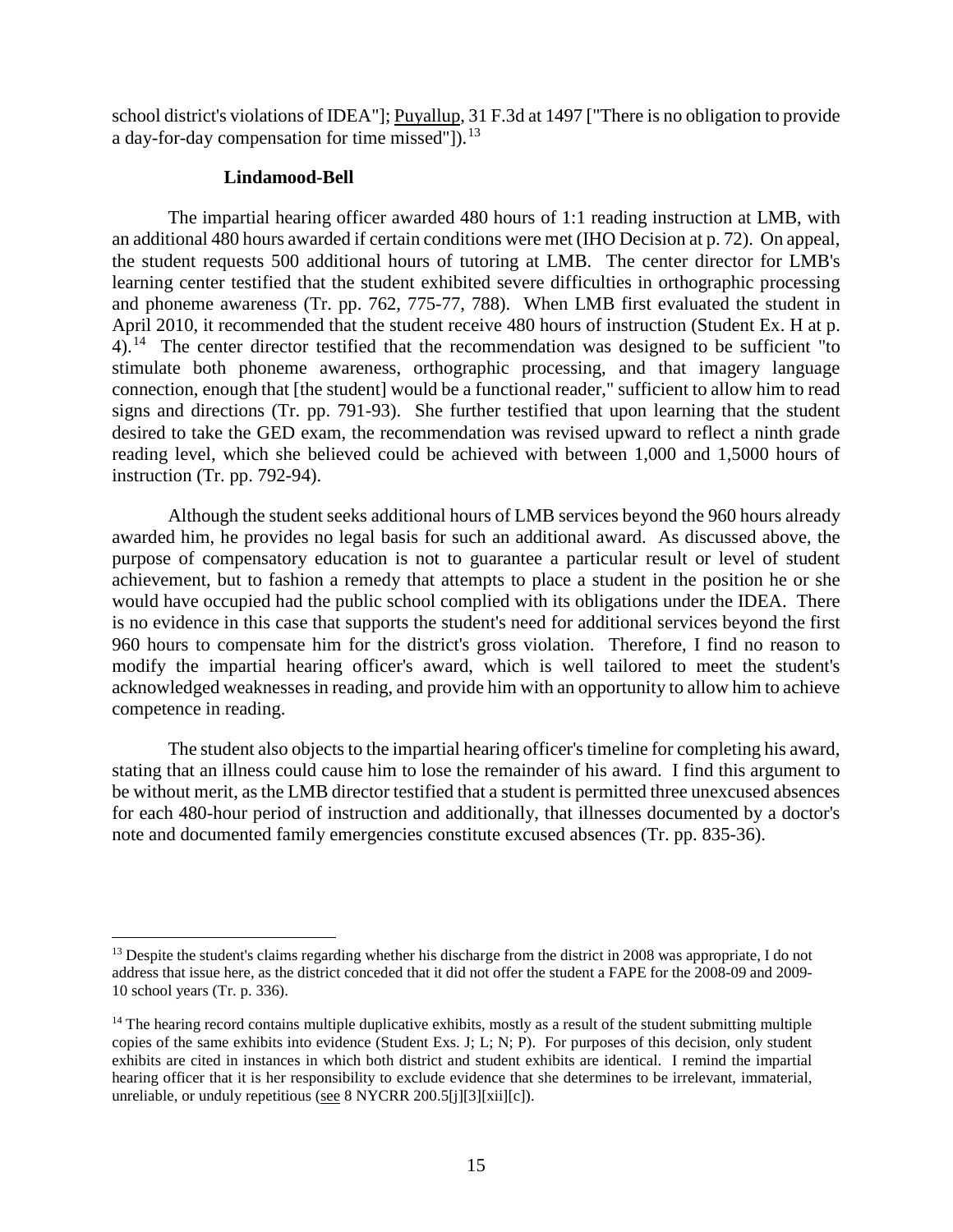school district's violations of IDEA"]; Puyallup, 31 F.3d at 1497 ["There is no obligation to provide a day-for-day compensation for time missed"]).[13]

**Lindamood-Bell**

The impartial hearing officer awarded 480 hours of 1:1 reading instruction at LMB, with an additional 480 hours awarded if certain conditions were met (IHO Decision at p. 72). On appeal, the student requests 500 additional hours of tutoring at LMB. The center director for LMB's learning center testified that the student exhibited severe difficulties in orthographic processing and phoneme awareness (Tr. pp. 762, 775-77, 788). When LMB first evaluated the student in April 2010, it recommended that the student receive 480 hours of instruction (Student Ex. H at p. 4).[14] The center director testified that the recommendation was designed to be sufficient "to stimulate both phoneme awareness, orthographic processing, and that imagery language connection, enough that [the student] would be a functional reader," sufficient to allow him to read signs and directions (Tr. pp. 791-93). She further testified that upon learning that the student desired to take the GED exam, the recommendation was revised upward to reflect a ninth grade reading level, which she believed could be achieved with between 1,000 and 1,5000 hours of instruction (Tr. pp. 792-94).

Although the student seeks additional hours of LMB services beyond the 960 hours already awarded him, he provides no legal basis for such an additional award. As discussed above, the purpose of compensatory education is not to guarantee a particular result or level of student achievement, but to fashion a remedy that attempts to place a student in the position he or she would have occupied had the public school complied with its obligations under the IDEA. There is no evidence in this case that supports the student's need for additional services beyond the first 960 hours to compensate him for the district's gross violation. Therefore, I find no reason to modify the impartial hearing officer's award, which is well tailored to meet the student's acknowledged weaknesses in reading, and provide him with an opportunity to allow him to achieve competence in reading.

The student also objects to the impartial hearing officer's timeline for completing his award, stating that an illness could cause him to lose the remainder of his award. I find this argument to be without merit, as the LMB director testified that a student is permitted three unexcused absences for each 480-hour period of instruction and additionally, that illnesses documented by a doctor's note and documented family emergencies constitute excused absences (Tr. pp. 835-36).

---

[13] Despite the student's claims regarding whether his discharge from the district in 2008 was appropriate, I do not address that issue here, as the district conceded that it did not offer the student a FAPE for the 2008-09 and 2009-10 school years (Tr. p. 336).

[14] The hearing record contains multiple duplicative exhibits, mostly as a result of the student submitting multiple copies of the same exhibits into evidence (Student Exs. J; L; N; P). For purposes of this decision, only student exhibits are cited in instances in which both district and student exhibits are identical. I remind the impartial hearing officer that it is her responsibility to exclude evidence that she determines to be irrelevant, immaterial, unreliable, or unduly repetitious (see 8 NYCRR 200.5[j][3][xii][c]).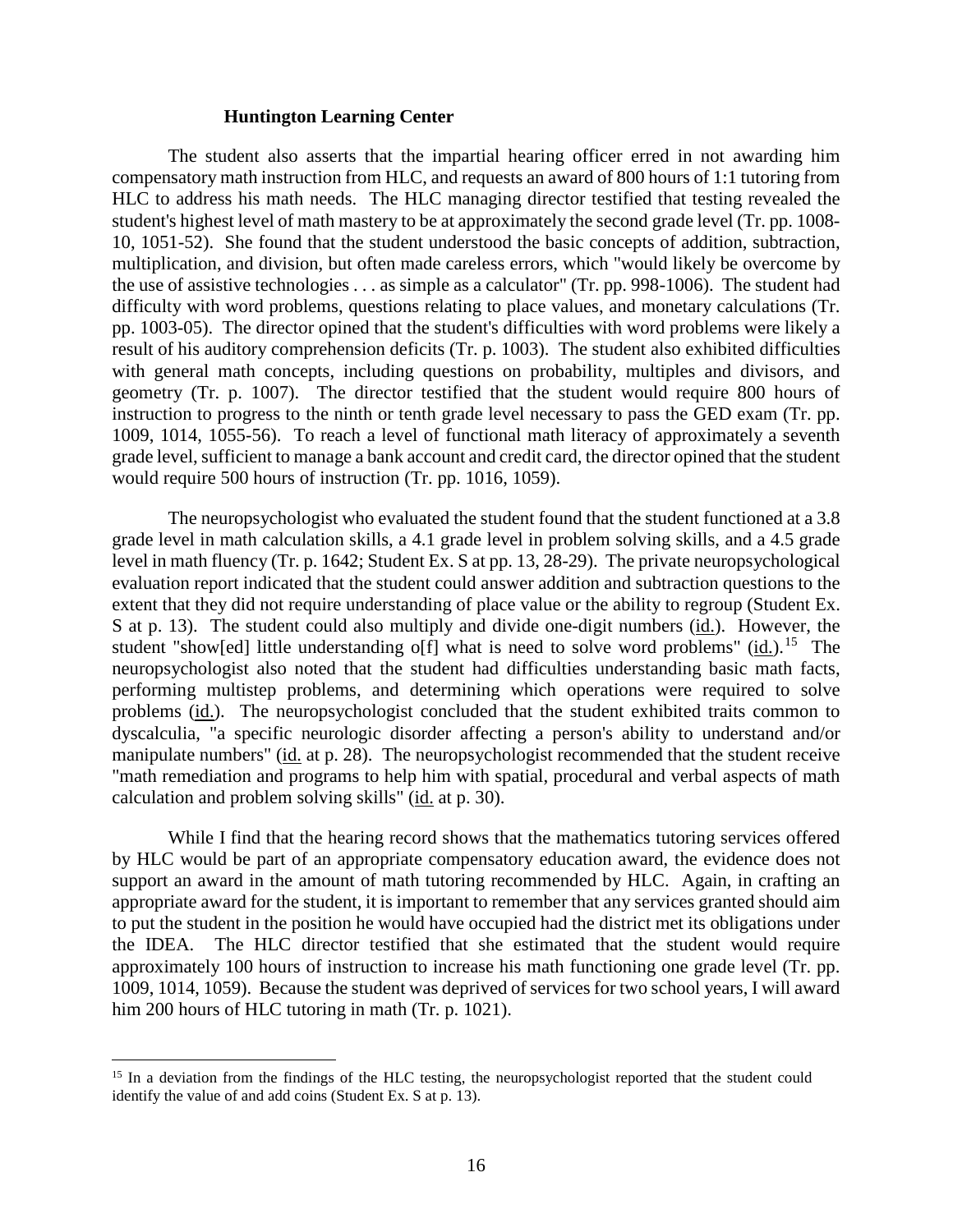### Huntington Learning Center

The student also asserts that the impartial hearing officer erred in not awarding him compensatory math instruction from HLC, and requests an award of 800 hours of 1:1 tutoring from HLC to address his math needs. The HLC managing director testified that testing revealed the student's highest level of math mastery to be at approximately the second grade level (Tr. pp. 1008-10, 1051-52). She found that the student understood the basic concepts of addition, subtraction, multiplication, and division, but often made careless errors, which "would likely be overcome by the use of assistive technologies . . . as simple as a calculator" (Tr. pp. 998-1006). The student had difficulty with word problems, questions relating to place values, and monetary calculations (Tr. pp. 1003-05). The director opined that the student's difficulties with word problems were likely a result of his auditory comprehension deficits (Tr. p. 1003). The student also exhibited difficulties with general math concepts, including questions on probability, multiples and divisors, and geometry (Tr. p. 1007). The director testified that the student would require 800 hours of instruction to progress to the ninth or tenth grade level necessary to pass the GED exam (Tr. pp. 1009, 1014, 1055-56). To reach a level of functional math literacy of approximately a seventh grade level, sufficient to manage a bank account and credit card, the director opined that the student would require 500 hours of instruction (Tr. pp. 1016, 1059).

The neuropsychologist who evaluated the student found that the student functioned at a 3.8 grade level in math calculation skills, a 4.1 grade level in problem solving skills, and a 4.5 grade level in math fluency (Tr. p. 1642; Student Ex. S at pp. 13, 28-29). The private neuropsychological evaluation report indicated that the student could answer addition and subtraction questions to the extent that they did not require understanding of place value or the ability to regroup (Student Ex. S at p. 13). The student could also multiply and divide one-digit numbers (id.). However, the student "show[ed] little understanding o[f] what is need to solve word problems" (id.).[15] The neuropsychologist also noted that the student had difficulties understanding basic math facts, performing multistep problems, and determining which operations were required to solve problems (id.). The neuropsychologist concluded that the student exhibited traits common to dyscalculia, "a specific neurologic disorder affecting a person's ability to understand and/or manipulate numbers" (id. at p. 28). The neuropsychologist recommended that the student receive "math remediation and programs to help him with spatial, procedural and verbal aspects of math calculation and problem solving skills" (id. at p. 30).

While I find that the hearing record shows that the mathematics tutoring services offered by HLC would be part of an appropriate compensatory education award, the evidence does not support an award in the amount of math tutoring recommended by HLC. Again, in crafting an appropriate award for the student, it is important to remember that any services granted should aim to put the student in the position he would have occupied had the district met its obligations under the IDEA. The HLC director testified that she estimated that the student would require approximately 100 hours of instruction to increase his math functioning one grade level (Tr. pp. 1009, 1014, 1059). Because the student was deprived of services for two school years, I will award him 200 hours of HLC tutoring in math (Tr. p. 1021).

---

[15] In a deviation from the findings of the HLC testing, the neuropsychologist reported that the student could identify the value of and add coins (Student Ex. S at p. 13).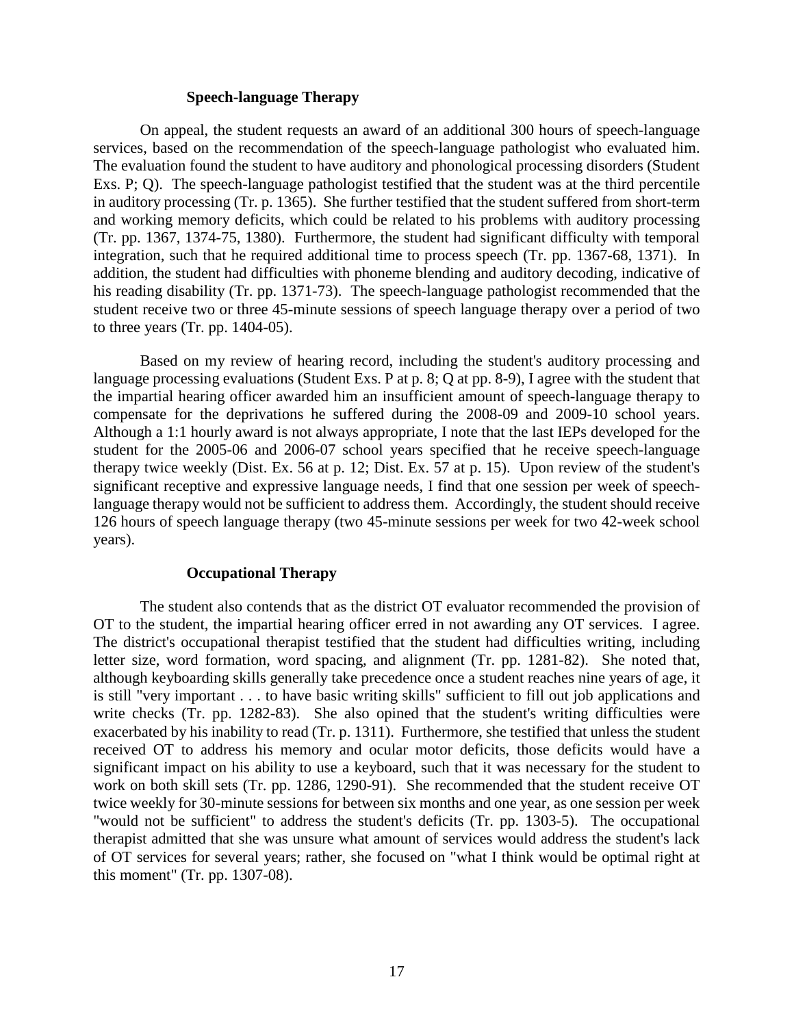### Speech-language Therapy

On appeal, the student requests an award of an additional 300 hours of speech-language services, based on the recommendation of the speech-language pathologist who evaluated him. The evaluation found the student to have auditory and phonological processing disorders (Student Exs. P; Q). The speech-language pathologist testified that the student was at the third percentile in auditory processing (Tr. p. 1365). She further testified that the student suffered from short-term and working memory deficits, which could be related to his problems with auditory processing (Tr. pp. 1367, 1374-75, 1380). Furthermore, the student had significant difficulty with temporal integration, such that he required additional time to process speech (Tr. pp. 1367-68, 1371). In addition, the student had difficulties with phoneme blending and auditory decoding, indicative of his reading disability (Tr. pp. 1371-73). The speech-language pathologist recommended that the student receive two or three 45-minute sessions of speech language therapy over a period of two to three years (Tr. pp. 1404-05).

Based on my review of hearing record, including the student's auditory processing and language processing evaluations (Student Exs. P at p. 8; Q at pp. 8-9), I agree with the student that the impartial hearing officer awarded him an insufficient amount of speech-language therapy to compensate for the deprivations he suffered during the 2008-09 and 2009-10 school years. Although a 1:1 hourly award is not always appropriate, I note that the last IEPs developed for the student for the 2005-06 and 2006-07 school years specified that he receive speech-language therapy twice weekly (Dist. Ex. 56 at p. 12; Dist. Ex. 57 at p. 15). Upon review of the student's significant receptive and expressive language needs, I find that one session per week of speech-language therapy would not be sufficient to address them. Accordingly, the student should receive 126 hours of speech language therapy (two 45-minute sessions per week for two 42-week school years).

### Occupational Therapy

The student also contends that as the district OT evaluator recommended the provision of OT to the student, the impartial hearing officer erred in not awarding any OT services. I agree. The district's occupational therapist testified that the student had difficulties writing, including letter size, word formation, word spacing, and alignment (Tr. pp. 1281-82). She noted that, although keyboarding skills generally take precedence once a student reaches nine years of age, it is still "very important . . . to have basic writing skills" sufficient to fill out job applications and write checks (Tr. pp. 1282-83). She also opined that the student's writing difficulties were exacerbated by his inability to read (Tr. p. 1311). Furthermore, she testified that unless the student received OT to address his memory and ocular motor deficits, those deficits would have a significant impact on his ability to use a keyboard, such that it was necessary for the student to work on both skill sets (Tr. pp. 1286, 1290-91). She recommended that the student receive OT twice weekly for 30-minute sessions for between six months and one year, as one session per week "would not be sufficient" to address the student's deficits (Tr. pp. 1303-5). The occupational therapist admitted that she was unsure what amount of services would address the student's lack of OT services for several years; rather, she focused on "what I think would be optimal right at this moment" (Tr. pp. 1307-08).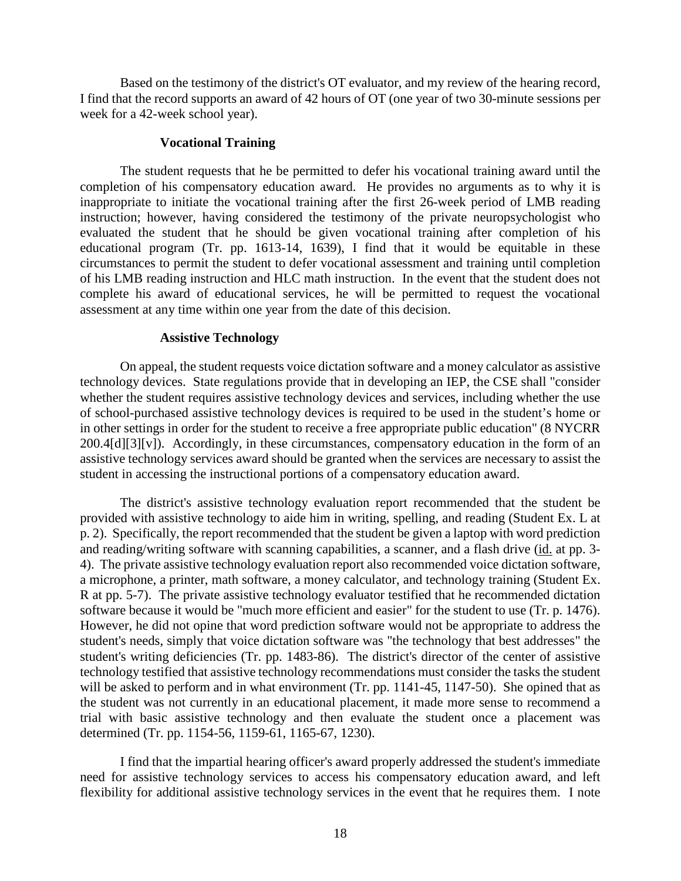Based on the testimony of the district's OT evaluator, and my review of the hearing record, I find that the record supports an award of 42 hours of OT (one year of two 30-minute sessions per week for a 42-week school year).

### Vocational Training

The student requests that he be permitted to defer his vocational training award until the completion of his compensatory education award. He provides no arguments as to why it is inappropriate to initiate the vocational training after the first 26-week period of LMB reading instruction; however, having considered the testimony of the private neuropsychologist who evaluated the student that he should be given vocational training after completion of his educational program (Tr. pp. 1613-14, 1639), I find that it would be equitable in these circumstances to permit the student to defer vocational assessment and training until completion of his LMB reading instruction and HLC math instruction. In the event that the student does not complete his award of educational services, he will be permitted to request the vocational assessment at any time within one year from the date of this decision.

### Assistive Technology

On appeal, the student requests voice dictation software and a money calculator as assistive technology devices. State regulations provide that in developing an IEP, the CSE shall "consider whether the student requires assistive technology devices and services, including whether the use of school-purchased assistive technology devices is required to be used in the student's home or in other settings in order for the student to receive a free appropriate public education" (8 NYCRR 200.4[d][3][v]). Accordingly, in these circumstances, compensatory education in the form of an assistive technology services award should be granted when the services are necessary to assist the student in accessing the instructional portions of a compensatory education award.

The district's assistive technology evaluation report recommended that the student be provided with assistive technology to aide him in writing, spelling, and reading (Student Ex. L at p. 2). Specifically, the report recommended that the student be given a laptop with word prediction and reading/writing software with scanning capabilities, a scanner, and a flash drive (id. at pp. 3-4). The private assistive technology evaluation report also recommended voice dictation software, a microphone, a printer, math software, a money calculator, and technology training (Student Ex. R at pp. 5-7). The private assistive technology evaluator testified that he recommended dictation software because it would be "much more efficient and easier" for the student to use (Tr. p. 1476). However, he did not opine that word prediction software would not be appropriate to address the student's needs, simply that voice dictation software was "the technology that best addresses" the student's writing deficiencies (Tr. pp. 1483-86). The district's director of the center of assistive technology testified that assistive technology recommendations must consider the tasks the student will be asked to perform and in what environment (Tr. pp. 1141-45, 1147-50). She opined that as the student was not currently in an educational placement, it made more sense to recommend a trial with basic assistive technology and then evaluate the student once a placement was determined (Tr. pp. 1154-56, 1159-61, 1165-67, 1230).

I find that the impartial hearing officer's award properly addressed the student's immediate need for assistive technology services to access his compensatory education award, and left flexibility for additional assistive technology services in the event that he requires them. I note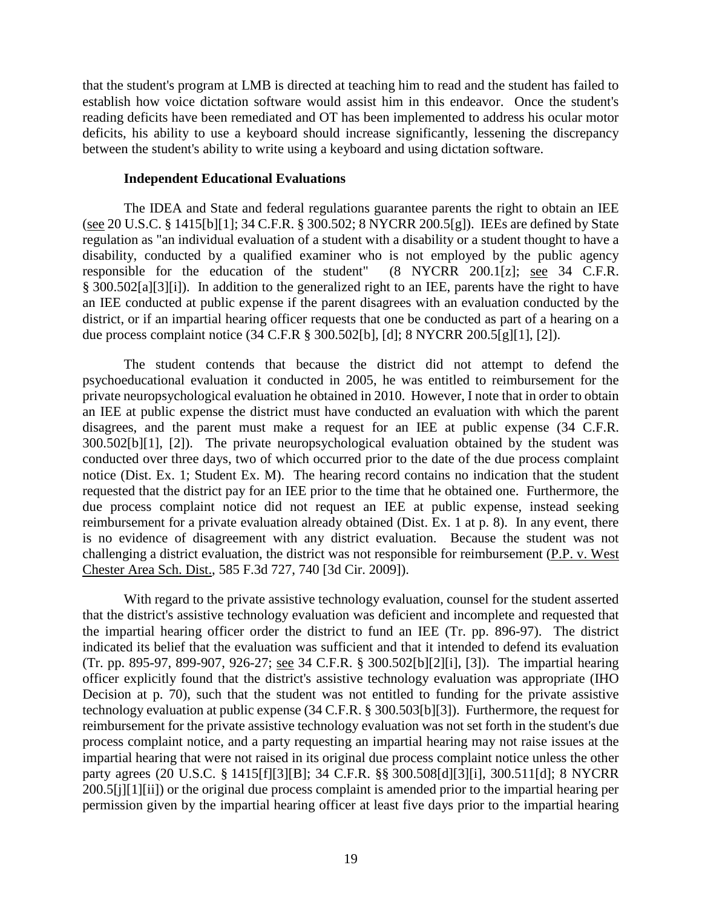that the student's program at LMB is directed at teaching him to read and the student has failed to establish how voice dictation software would assist him in this endeavor. Once the student's reading deficits have been remediated and OT has been implemented to address his ocular motor deficits, his ability to use a keyboard should increase significantly, lessening the discrepancy between the student's ability to write using a keyboard and using dictation software.

**Independent Educational Evaluations**

The IDEA and State and federal regulations guarantee parents the right to obtain an IEE (see 20 U.S.C. § 1415[b][1]; 34 C.F.R. § 300.502; 8 NYCRR 200.5[g]). IEEs are defined by State regulation as "an individual evaluation of a student with a disability or a student thought to have a disability, conducted by a qualified examiner who is not employed by the public agency responsible for the education of the student" (8 NYCRR 200.1[z]; see 34 C.F.R. § 300.502[a][3][i]). In addition to the generalized right to an IEE, parents have the right to have an IEE conducted at public expense if the parent disagrees with an evaluation conducted by the district, or if an impartial hearing officer requests that one be conducted as part of a hearing on a due process complaint notice (34 C.F.R § 300.502[b], [d]; 8 NYCRR 200.5[g][1], [2]).

The student contends that because the district did not attempt to defend the psychoeducational evaluation it conducted in 2005, he was entitled to reimbursement for the private neuropsychological evaluation he obtained in 2010. However, I note that in order to obtain an IEE at public expense the district must have conducted an evaluation with which the parent disagrees, and the parent must make a request for an IEE at public expense (34 C.F.R. 300.502[b][1], [2]). The private neuropsychological evaluation obtained by the student was conducted over three days, two of which occurred prior to the date of the due process complaint notice (Dist. Ex. 1; Student Ex. M). The hearing record contains no indication that the student requested that the district pay for an IEE prior to the time that he obtained one. Furthermore, the due process complaint notice did not request an IEE at public expense, instead seeking reimbursement for a private evaluation already obtained (Dist. Ex. 1 at p. 8). In any event, there is no evidence of disagreement with any district evaluation. Because the student was not challenging a district evaluation, the district was not responsible for reimbursement (P.P. v. West Chester Area Sch. Dist., 585 F.3d 727, 740 [3d Cir. 2009]).

With regard to the private assistive technology evaluation, counsel for the student asserted that the district's assistive technology evaluation was deficient and incomplete and requested that the impartial hearing officer order the district to fund an IEE (Tr. pp. 896-97). The district indicated its belief that the evaluation was sufficient and that it intended to defend its evaluation (Tr. pp. 895-97, 899-907, 926-27; see 34 C.F.R. § 300.502[b][2][i], [3]). The impartial hearing officer explicitly found that the district's assistive technology evaluation was appropriate (IHO Decision at p. 70), such that the student was not entitled to funding for the private assistive technology evaluation at public expense (34 C.F.R. § 300.503[b][3]). Furthermore, the request for reimbursement for the private assistive technology evaluation was not set forth in the student's due process complaint notice, and a party requesting an impartial hearing may not raise issues at the impartial hearing that were not raised in its original due process complaint notice unless the other party agrees (20 U.S.C. § 1415[f][3][B]; 34 C.F.R. §§ 300.508[d][3][i], 300.511[d]; 8 NYCRR 200.5[j][1][ii]) or the original due process complaint is amended prior to the impartial hearing per permission given by the impartial hearing officer at least five days prior to the impartial hearing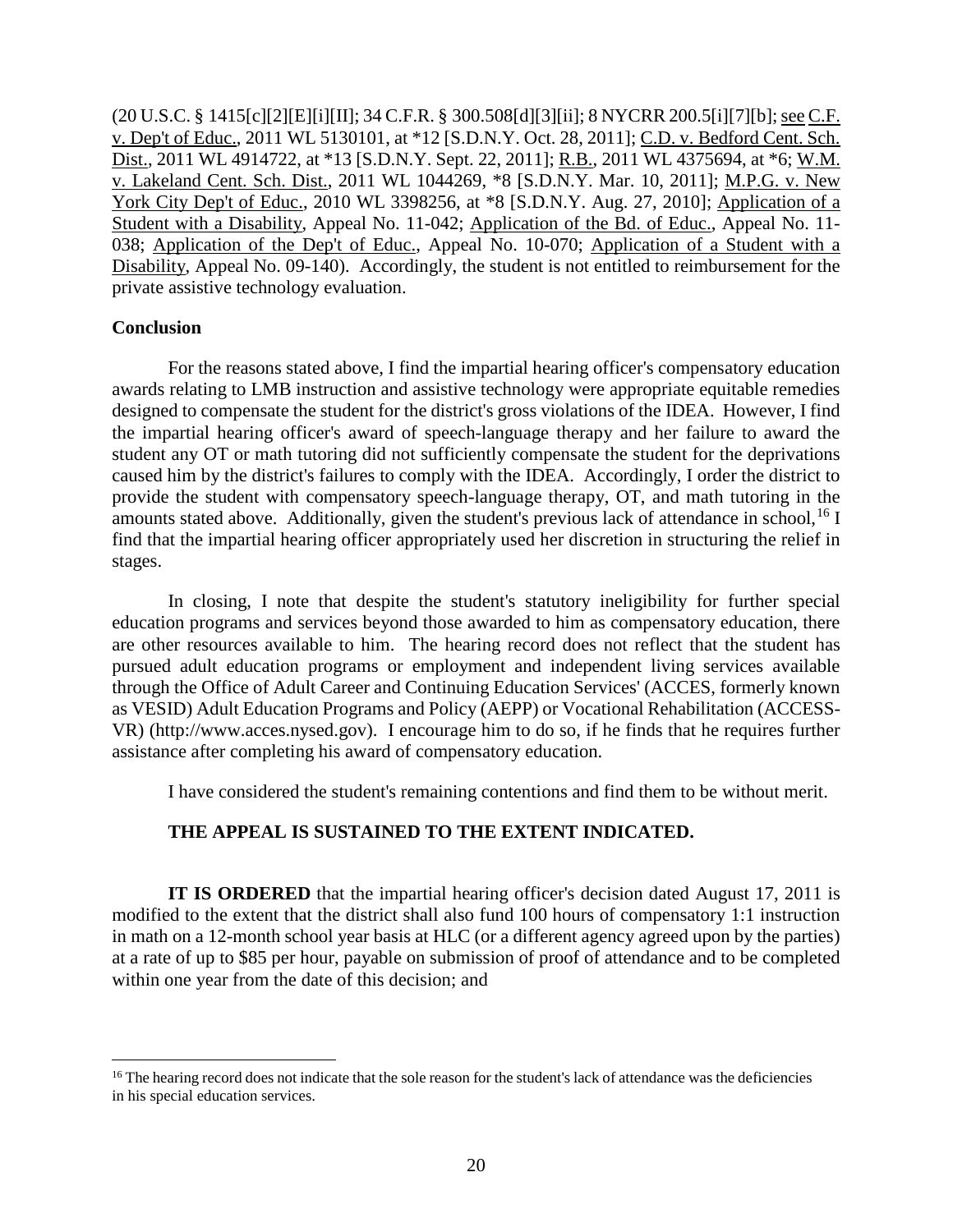(20 U.S.C. § 1415[c][2][E][i][II]; 34 C.F.R. § 300.508[d][3][ii]; 8 NYCRR 200.5[i][7][b]; see C.F. v. Dep't of Educ., 2011 WL 5130101, at *12 [S.D.N.Y. Oct. 28, 2011]; C.D. v. Bedford Cent. Sch. Dist., 2011 WL 4914722, at *13 [S.D.N.Y. Sept. 22, 2011]; R.B., 2011 WL 4375694, at *6; W.M. v. Lakeland Cent. Sch. Dist., 2011 WL 1044269, *8 [S.D.N.Y. Mar. 10, 2011]; M.P.G. v. New York City Dep't of Educ., 2010 WL 3398256, at *8 [S.D.N.Y. Aug. 27, 2010]; Application of a Student with a Disability, Appeal No. 11-042; Application of the Bd. of Educ., Appeal No. 11-038; Application of the Dep't of Educ., Appeal No. 10-070; Application of a Student with a Disability, Appeal No. 09-140). Accordingly, the student is not entitled to reimbursement for the private assistive technology evaluation.

**Conclusion**

For the reasons stated above, I find the impartial hearing officer's compensatory education awards relating to LMB instruction and assistive technology were appropriate equitable remedies designed to compensate the student for the district's gross violations of the IDEA. However, I find the impartial hearing officer's award of speech-language therapy and her failure to award the student any OT or math tutoring did not sufficiently compensate the student for the deprivations caused him by the district's failures to comply with the IDEA. Accordingly, I order the district to provide the student with compensatory speech-language therapy, OT, and math tutoring in the amounts stated above. Additionally, given the student's previous lack of attendance in school,[16] I find that the impartial hearing officer appropriately used her discretion in structuring the relief in stages.

In closing, I note that despite the student's statutory ineligibility for further special education programs and services beyond those awarded to him as compensatory education, there are other resources available to him. The hearing record does not reflect that the student has pursued adult education programs or employment and independent living services available through the Office of Adult Career and Continuing Education Services' (ACCES, formerly known as VESID) Adult Education Programs and Policy (AEPP) or Vocational Rehabilitation (ACCESS-VR) (http://www.acces.nysed.gov). I encourage him to do so, if he finds that he requires further assistance after completing his award of compensatory education.

I have considered the student's remaining contentions and find them to be without merit.

**THE APPEAL IS SUSTAINED TO THE EXTENT INDICATED.**

**IT IS ORDERED** that the impartial hearing officer's decision dated August 17, 2011 is modified to the extent that the district shall also fund 100 hours of compensatory 1:1 instruction in math on a 12-month school year basis at HLC (or a different agency agreed upon by the parties) at a rate of up to $85 per hour, payable on submission of proof of attendance and to be completed within one year from the date of this decision; and

[16] The hearing record does not indicate that the sole reason for the student's lack of attendance was the deficiencies in his special education services.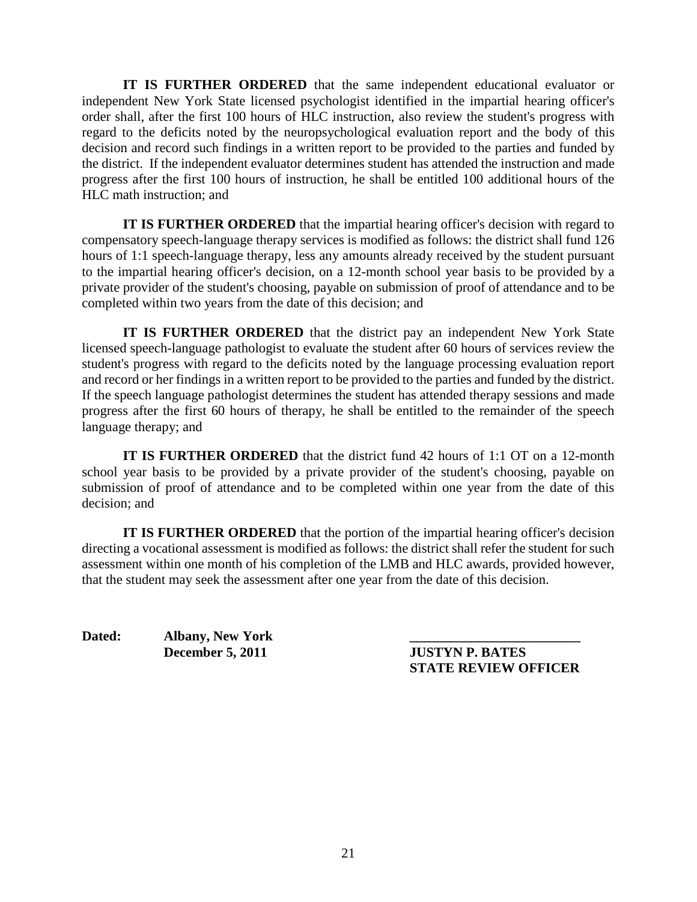**IT IS FURTHER ORDERED** that the same independent educational evaluator or independent New York State licensed psychologist identified in the impartial hearing officer's order shall, after the first 100 hours of HLC instruction, also review the student's progress with regard to the deficits noted by the neuropsychological evaluation report and the body of this decision and record such findings in a written report to be provided to the parties and funded by the district. If the independent evaluator determines student has attended the instruction and made progress after the first 100 hours of instruction, he shall be entitled 100 additional hours of the HLC math instruction; and

**IT IS FURTHER ORDERED** that the impartial hearing officer's decision with regard to compensatory speech-language therapy services is modified as follows: the district shall fund 126 hours of 1:1 speech-language therapy, less any amounts already received by the student pursuant to the impartial hearing officer's decision, on a 12-month school year basis to be provided by a private provider of the student's choosing, payable on submission of proof of attendance and to be completed within two years from the date of this decision; and

**IT IS FURTHER ORDERED** that the district pay an independent New York State licensed speech-language pathologist to evaluate the student after 60 hours of services review the student's progress with regard to the deficits noted by the language processing evaluation report and record or her findings in a written report to be provided to the parties and funded by the district. If the speech language pathologist determines the student has attended therapy sessions and made progress after the first 60 hours of therapy, he shall be entitled to the remainder of the speech language therapy; and

**IT IS FURTHER ORDERED** that the district fund 42 hours of 1:1 OT on a 12-month school year basis to be provided by a private provider of the student's choosing, payable on submission of proof of attendance and to be completed within one year from the date of this decision; and

**IT IS FURTHER ORDERED** that the portion of the impartial hearing officer's decision directing a vocational assessment is modified as follows: the district shall refer the student for such assessment within one month of his completion of the LMB and HLC awards, provided however, that the student may seek the assessment after one year from the date of this decision.

**Dated: Albany, New York**
**December 5, 2011**

_________________________
**JUSTYN P. BATES**
**STATE REVIEW OFFICER**